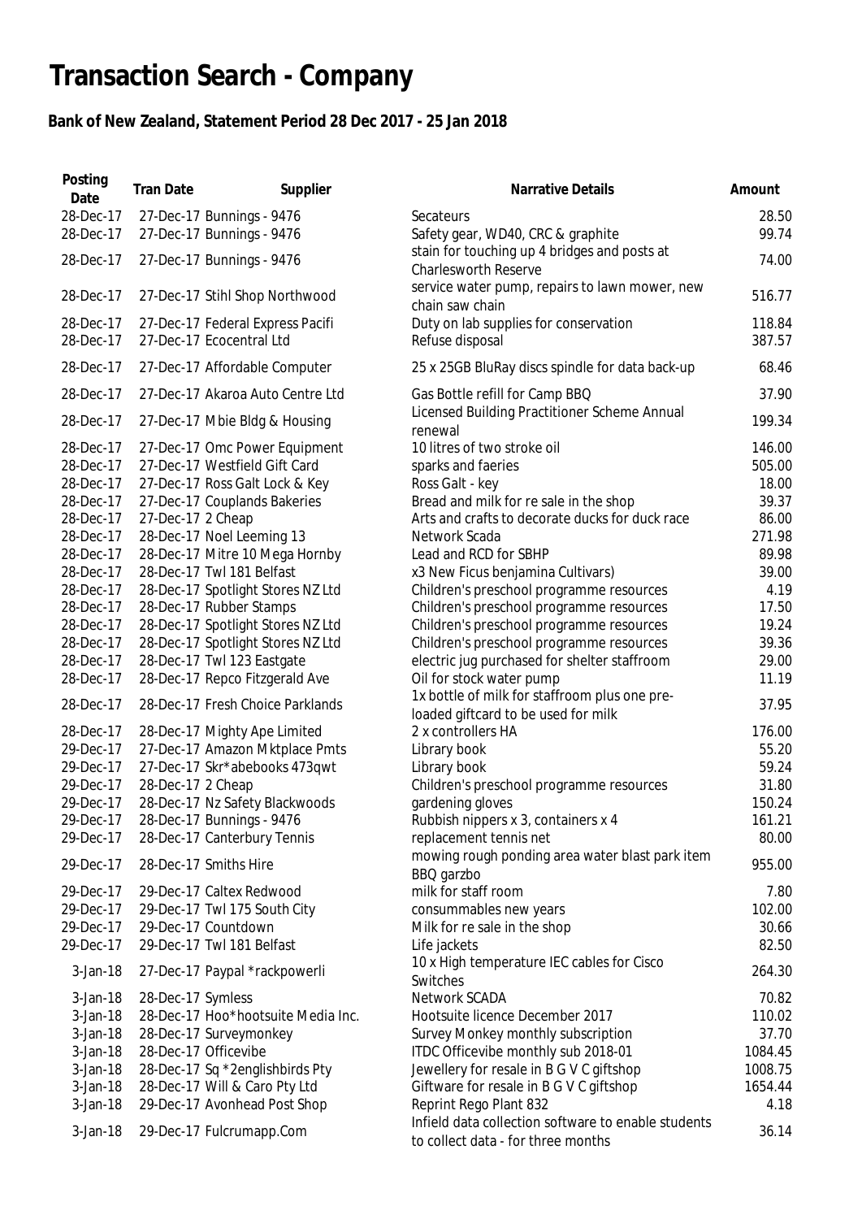# Transaction Search - Company

## Bank of New Zealand, Statement Period 28 Dec 2017 - 25 Jan 2018

| Posting Date | Tran Date | Supplier | Narrative Details | Amount |
|---|---|---|---|---|
| 28-Dec-17 | 27-Dec-17 | Bunnings - 9476 | Secateurs | 28.50 |
| 28-Dec-17 | 27-Dec-17 | Bunnings - 9476 | Safety gear, WD40, CRC & graphite | 99.74 |
| 28-Dec-17 | 27-Dec-17 | Bunnings - 9476 | stain for touching up 4 bridges and posts at Charlesworth Reserve | 74.00 |
| 28-Dec-17 | 27-Dec-17 | Stihl Shop Northwood | service water pump, repairs to lawn mower, new chain saw chain | 516.77 |
| 28-Dec-17 | 27-Dec-17 | Federal Express Pacifi | Duty on lab supplies for conservation | 118.84 |
| 28-Dec-17 | 27-Dec-17 | Ecocentral Ltd | Refuse disposal | 387.57 |
| 28-Dec-17 | 27-Dec-17 | Affordable Computer | 25 x 25GB BluRay discs spindle for data back-up | 68.46 |
| 28-Dec-17 | 27-Dec-17 | Akaroa Auto Centre Ltd | Gas Bottle refill for Camp BBQ | 37.90 |
| 28-Dec-17 | 27-Dec-17 | Mbie Bldg & Housing | Licensed Building Practitioner Scheme Annual renewal | 199.34 |
| 28-Dec-17 | 27-Dec-17 | Omc Power Equipment | 10 litres of two stroke oil | 146.00 |
| 28-Dec-17 | 27-Dec-17 | Westfield Gift Card | sparks and faeries | 505.00 |
| 28-Dec-17 | 27-Dec-17 | Ross Galt Lock & Key | Ross Galt - key | 18.00 |
| 28-Dec-17 | 27-Dec-17 | Couplands Bakeries | Bread and milk for re sale in the shop | 39.37 |
| 28-Dec-17 | 27-Dec-17 | 2 Cheap | Arts and crafts to decorate ducks for duck race | 86.00 |
| 28-Dec-17 | 28-Dec-17 | Noel Leeming 13 | Network Scada | 271.98 |
| 28-Dec-17 | 28-Dec-17 | Mitre 10 Mega Hornby | Lead and RCD for SBHP | 89.98 |
| 28-Dec-17 | 28-Dec-17 | Twl 181 Belfast | x3 New Ficus benjamina Cultivars) | 39.00 |
| 28-Dec-17 | 28-Dec-17 | Spotlight Stores NZ Ltd | Children's preschool programme resources | 4.19 |
| 28-Dec-17 | 28-Dec-17 | Rubber Stamps | Children's preschool programme resources | 17.50 |
| 28-Dec-17 | 28-Dec-17 | Spotlight Stores NZ Ltd | Children's preschool programme resources | 19.24 |
| 28-Dec-17 | 28-Dec-17 | Spotlight Stores NZ Ltd | Children's preschool programme resources | 39.36 |
| 28-Dec-17 | 28-Dec-17 | Twl 123 Eastgate | electric jug purchased for shelter staffroom | 29.00 |
| 28-Dec-17 | 28-Dec-17 | Repco Fitzgerald Ave | Oil for stock water pump | 11.19 |
| 28-Dec-17 | 28-Dec-17 | Fresh Choice Parklands | 1x bottle of milk for staffroom plus one pre-loaded giftcard to be used for milk | 37.95 |
| 28-Dec-17 | 28-Dec-17 | Mighty Ape Limited | 2 x controllers HA | 176.00 |
| 29-Dec-17 | 27-Dec-17 | Amazon Mktplace Pmts | Library book | 55.20 |
| 29-Dec-17 | 27-Dec-17 | Skr*abebooks 473qwt | Library book | 59.24 |
| 29-Dec-17 | 28-Dec-17 | 2 Cheap | Children's preschool programme resources | 31.80 |
| 29-Dec-17 | 28-Dec-17 | Nz Safety Blackwoods | gardening gloves | 150.24 |
| 29-Dec-17 | 28-Dec-17 | Bunnings - 9476 | Rubbish nippers x 3, containers x 4 | 161.21 |
| 29-Dec-17 | 28-Dec-17 | Canterbury Tennis | replacement tennis net | 80.00 |
| 29-Dec-17 | 28-Dec-17 | Smiths Hire | mowing rough ponding area water blast park item BBQ garzbo | 955.00 |
| 29-Dec-17 | 29-Dec-17 | Caltex Redwood | milk for staff room | 7.80 |
| 29-Dec-17 | 29-Dec-17 | Twl 175 South City | consummables new years | 102.00 |
| 29-Dec-17 | 29-Dec-17 | Countdown | Milk for re sale in the shop | 30.66 |
| 29-Dec-17 | 29-Dec-17 | Twl 181 Belfast | Life jackets | 82.50 |
| 3-Jan-18 | 27-Dec-17 | Paypal *rackpowerli | 10 x High temperature IEC cables for Cisco Switches | 264.30 |
| 3-Jan-18 | 28-Dec-17 | Symless | Network SCADA | 70.82 |
| 3-Jan-18 | 28-Dec-17 | Hoo*hootsuite Media Inc. | Hootsuite licence December 2017 | 110.02 |
| 3-Jan-18 | 28-Dec-17 | Surveymonkey | Survey Monkey monthly subscription | 37.70 |
| 3-Jan-18 | 28-Dec-17 | Officevibe | ITDC Officevibe monthly sub 2018-01 | 1084.45 |
| 3-Jan-18 | 28-Dec-17 | Sq *2englishbirds Pty | Jewellery for resale in B G V C giftshop | 1008.75 |
| 3-Jan-18 | 28-Dec-17 | Will & Caro Pty Ltd | Giftware for resale in B G V C giftshop | 1654.44 |
| 3-Jan-18 | 29-Dec-17 | Avonhead Post Shop | Reprint Rego Plant 832 | 4.18 |
| 3-Jan-18 | 29-Dec-17 | Fulcrumapp.Com | Infield data collection software to enable students to collect data - for three months | 36.14 |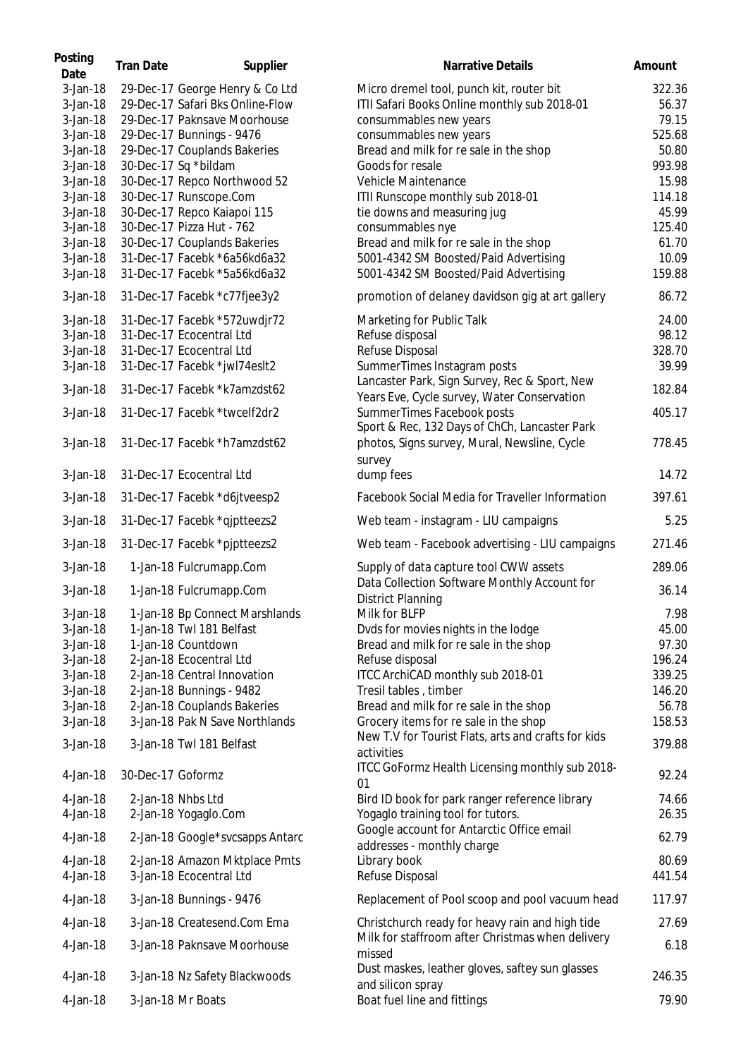| Posting Date | Tran Date | Supplier | Narrative Details | Amount |
|---|---|---|---|---|
| 3-Jan-18 | 29-Dec-17 | George Henry & Co Ltd | Micro dremel tool, punch kit, router bit | 322.36 |
| 3-Jan-18 | 29-Dec-17 | Safari Bks Online-Flow | ITII Safari Books Online monthly sub 2018-01 | 56.37 |
| 3-Jan-18 | 29-Dec-17 | Paknsave Moorhouse | consummables new years | 79.15 |
| 3-Jan-18 | 29-Dec-17 | Bunnings - 9476 | consummables new years | 525.68 |
| 3-Jan-18 | 29-Dec-17 | Couplands Bakeries | Bread and milk for re sale in the shop | 50.80 |
| 3-Jan-18 | 30-Dec-17 | Sq *bildam | Goods for resale | 993.98 |
| 3-Jan-18 | 30-Dec-17 | Repco Northwood 52 | Vehicle Maintenance | 15.98 |
| 3-Jan-18 | 30-Dec-17 | Runscope.Com | ITII Runscope monthly sub 2018-01 | 114.18 |
| 3-Jan-18 | 30-Dec-17 | Repco Kaiapoi 115 | tie downs and measuring jug | 45.99 |
| 3-Jan-18 | 30-Dec-17 | Pizza Hut - 762 | consummables nye | 125.40 |
| 3-Jan-18 | 30-Dec-17 | Couplands Bakeries | Bread and milk for re sale in the shop | 61.70 |
| 3-Jan-18 | 31-Dec-17 | Facebk *6a56kd6a32 | 5001-4342 SM Boosted/Paid Advertising | 10.09 |
| 3-Jan-18 | 31-Dec-17 | Facebk *5a56kd6a32 | 5001-4342 SM Boosted/Paid Advertising | 159.88 |
| 3-Jan-18 | 31-Dec-17 | Facebk *c77fjee3y2 | promotion of delaney davidson gig at art gallery | 86.72 |
| 3-Jan-18 | 31-Dec-17 | Facebk *572uwdjr72 | Marketing for Public Talk | 24.00 |
| 3-Jan-18 | 31-Dec-17 | Ecocentral Ltd | Refuse disposal | 98.12 |
| 3-Jan-18 | 31-Dec-17 | Ecocentral Ltd | Refuse Disposal | 328.70 |
| 3-Jan-18 | 31-Dec-17 | Facebk *jwl74eslt2 | SummerTimes Instagram posts | 39.99 |
| 3-Jan-18 | 31-Dec-17 | Facebk *k7amzdst62 | Lancaster Park, Sign Survey, Rec & Sport, New Years Eve, Cycle survey, Water Conservation | 182.84 |
| 3-Jan-18 | 31-Dec-17 | Facebk *twcelf2dr2 | SummerTimes Facebook posts | 405.17 |
| 3-Jan-18 | 31-Dec-17 | Facebk *h7amzdst62 | Sport & Rec, 132 Days of ChCh, Lancaster Park photos, Signs survey, Mural, Newsline, Cycle survey | 778.45 |
| 3-Jan-18 | 31-Dec-17 | Ecocentral Ltd | dump fees | 14.72 |
| 3-Jan-18 | 31-Dec-17 | Facebk *d6jtveesp2 | Facebook Social Media for Traveller Information | 397.61 |
| 3-Jan-18 | 31-Dec-17 | Facebk *qjptteezs2 | Web team - instagram - LIU campaigns | 5.25 |
| 3-Jan-18 | 31-Dec-17 | Facebk *pjptteezs2 | Web team - Facebook advertising - LIU campaigns | 271.46 |
| 3-Jan-18 | 1-Jan-18 | Fulcrumapp.Com | Supply of data capture tool CWW assets | 289.06 |
| 3-Jan-18 | 1-Jan-18 | Fulcrumapp.Com | Data Collection Software Monthly Account for District Planning | 36.14 |
| 3-Jan-18 | 1-Jan-18 | Bp Connect Marshlands | Milk for BLFP | 7.98 |
| 3-Jan-18 | 1-Jan-18 | Twl 181 Belfast | Dvds for movies nights in the lodge | 45.00 |
| 3-Jan-18 | 1-Jan-18 | Countdown | Bread and milk for re sale in the shop | 97.30 |
| 3-Jan-18 | 2-Jan-18 | Ecocentral Ltd | Refuse disposal | 196.24 |
| 3-Jan-18 | 2-Jan-18 | Central Innovation | ITCC ArchiCAD monthly sub 2018-01 | 339.25 |
| 3-Jan-18 | 2-Jan-18 | Bunnings - 9482 | Tresil tables , timber | 146.20 |
| 3-Jan-18 | 2-Jan-18 | Couplands Bakeries | Bread and milk for re sale in the shop | 56.78 |
| 3-Jan-18 | 3-Jan-18 | Pak N Save Northlands | Grocery items for re sale in the shop | 158.53 |
| 3-Jan-18 | 3-Jan-18 | Twl 181 Belfast | New T.V for Tourist Flats, arts and crafts for kids activities | 379.88 |
| 4-Jan-18 | 30-Dec-17 | Goformz | ITCC GoFormz Health Licensing monthly sub 2018-01 | 92.24 |
| 4-Jan-18 | 2-Jan-18 | Nhbs Ltd | Bird ID book for park ranger reference library | 74.66 |
| 4-Jan-18 | 2-Jan-18 | Yogaglo.Com | Yogaglo training tool for tutors. | 26.35 |
| 4-Jan-18 | 2-Jan-18 | Google*svcsapps Antarc | Google account for Antarctic Office email addresses - monthly charge | 62.79 |
| 4-Jan-18 | 2-Jan-18 | Amazon Mktplace Pmts | Library book | 80.69 |
| 4-Jan-18 | 3-Jan-18 | Ecocentral Ltd | Refuse Disposal | 441.54 |
| 4-Jan-18 | 3-Jan-18 | Bunnings - 9476 | Replacement of Pool scoop and pool vacuum head | 117.97 |
| 4-Jan-18 | 3-Jan-18 | Createsend.Com Ema | Christchurch ready for heavy rain and high tide | 27.69 |
| 4-Jan-18 | 3-Jan-18 | Paknsave Moorhouse | Milk for staffroom after Christmas when delivery missed | 6.18 |
| 4-Jan-18 | 3-Jan-18 | Nz Safety Blackwoods | Dust maskes, leather gloves, saftey sun glasses and silicon spray | 246.35 |
| 4-Jan-18 | 3-Jan-18 | Mr Boats | Boat fuel line and fittings | 79.90 |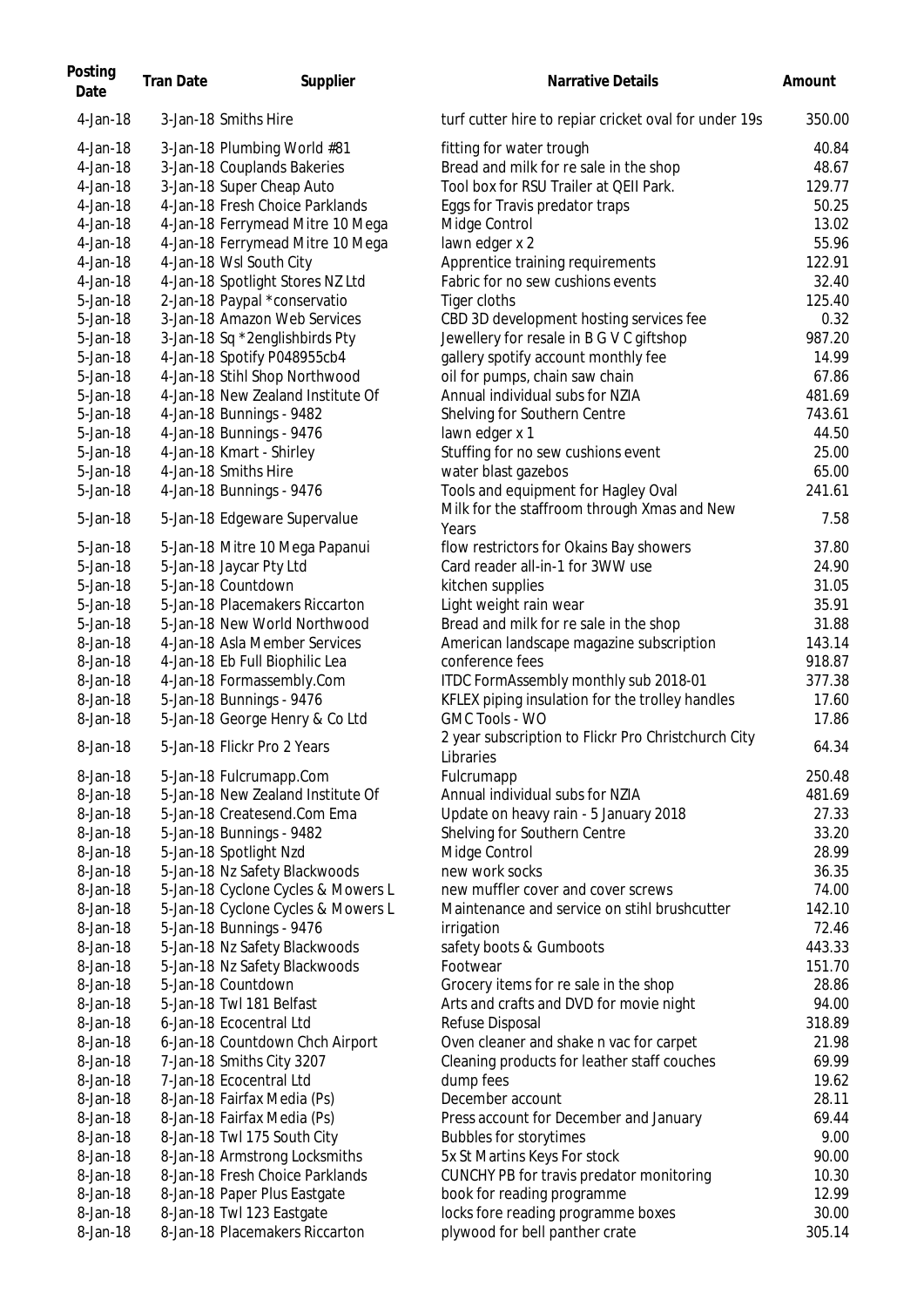| Posting Date | Tran Date | Supplier | Narrative Details | Amount |
|---|---|---|---|---|
| 4-Jan-18 | 3-Jan-18 | Smiths Hire | turf cutter hire to repiar cricket oval for under 19s | 350.00 |
| 4-Jan-18 | 3-Jan-18 | Plumbing World #81 | fitting for water trough | 40.84 |
| 4-Jan-18 | 3-Jan-18 | Couplands Bakeries | Bread and milk for re sale in the shop | 48.67 |
| 4-Jan-18 | 3-Jan-18 | Super Cheap Auto | Tool box for RSU Trailer at QEII Park. | 129.77 |
| 4-Jan-18 | 4-Jan-18 | Fresh Choice Parklands | Eggs for Travis predator traps | 50.25 |
| 4-Jan-18 | 4-Jan-18 | Ferrymead Mitre 10 Mega | Midge Control | 13.02 |
| 4-Jan-18 | 4-Jan-18 | Ferrymead Mitre 10 Mega | lawn edger x 2 | 55.96 |
| 4-Jan-18 | 4-Jan-18 | Wsl South City | Apprentice training requirements | 122.91 |
| 4-Jan-18 | 4-Jan-18 | Spotlight Stores NZ Ltd | Fabric for no sew cushions events | 32.40 |
| 5-Jan-18 | 2-Jan-18 | Paypal *conservatio | Tiger cloths | 125.40 |
| 5-Jan-18 | 3-Jan-18 | Amazon Web Services | CBD 3D development hosting services fee | 0.32 |
| 5-Jan-18 | 3-Jan-18 | Sq *2englishbirds Pty | Jewellery for resale in B G V C giftshop | 987.20 |
| 5-Jan-18 | 4-Jan-18 | Spotify P048955cb4 | gallery spotify account monthly fee | 14.99 |
| 5-Jan-18 | 4-Jan-18 | Stihl Shop Northwood | oil for pumps, chain saw chain | 67.86 |
| 5-Jan-18 | 4-Jan-18 | New Zealand Institute Of | Annual individual subs for NZIA | 481.69 |
| 5-Jan-18 | 4-Jan-18 | Bunnings - 9482 | Shelving for Southern Centre | 743.61 |
| 5-Jan-18 | 4-Jan-18 | Bunnings - 9476 | lawn edger x 1 | 44.50 |
| 5-Jan-18 | 4-Jan-18 | Kmart - Shirley | Stuffing for no sew cushions event | 25.00 |
| 5-Jan-18 | 4-Jan-18 | Smiths Hire | water blast gazebos | 65.00 |
| 5-Jan-18 | 4-Jan-18 | Bunnings - 9476 | Tools and equipment for Hagley Oval | 241.61 |
| 5-Jan-18 | 5-Jan-18 | Edgeware Supervalue | Milk for the staffroom through Xmas and New Years | 7.58 |
| 5-Jan-18 | 5-Jan-18 | Mitre 10 Mega Papanui | flow restrictors for Okains Bay showers | 37.80 |
| 5-Jan-18 | 5-Jan-18 | Jaycar Pty Ltd | Card reader all-in-1 for 3WW use | 24.90 |
| 5-Jan-18 | 5-Jan-18 | Countdown | kitchen supplies | 31.05 |
| 5-Jan-18 | 5-Jan-18 | Placemakers Riccarton | Light weight rain wear | 35.91 |
| 5-Jan-18 | 5-Jan-18 | New World Northwood | Bread and milk for re sale in the shop | 31.88 |
| 8-Jan-18 | 4-Jan-18 | Asla Member Services | American landscape magazine subscription | 143.14 |
| 8-Jan-18 | 4-Jan-18 | Eb Full Biophilic Lea | conference fees | 918.87 |
| 8-Jan-18 | 4-Jan-18 | Formassembly.Com | ITDC FormAssembly monthly sub 2018-01 | 377.38 |
| 8-Jan-18 | 5-Jan-18 | Bunnings - 9476 | KFLEX piping insulation for the trolley handles | 17.60 |
| 8-Jan-18 | 5-Jan-18 | George Henry & Co Ltd | GMC Tools - WO | 17.86 |
| 8-Jan-18 | 5-Jan-18 | Flickr Pro 2 Years | 2 year subscription to Flickr Pro Christchurch City Libraries | 64.34 |
| 8-Jan-18 | 5-Jan-18 | Fulcrumapp.Com | Fulcrumapp | 250.48 |
| 8-Jan-18 | 5-Jan-18 | New Zealand Institute Of | Annual individual subs for NZIA | 481.69 |
| 8-Jan-18 | 5-Jan-18 | Createsend.Com Ema | Update on heavy rain - 5 January 2018 | 27.33 |
| 8-Jan-18 | 5-Jan-18 | Bunnings - 9482 | Shelving for Southern Centre | 33.20 |
| 8-Jan-18 | 5-Jan-18 | Spotlight Nzd | Midge Control | 28.99 |
| 8-Jan-18 | 5-Jan-18 | Nz Safety Blackwoods | new work socks | 36.35 |
| 8-Jan-18 | 5-Jan-18 | Cyclone Cycles & Mowers L | new muffler cover and cover screws | 74.00 |
| 8-Jan-18 | 5-Jan-18 | Cyclone Cycles & Mowers L | Maintenance and service on stihl brushcutter | 142.10 |
| 8-Jan-18 | 5-Jan-18 | Bunnings - 9476 | irrigation | 72.46 |
| 8-Jan-18 | 5-Jan-18 | Nz Safety Blackwoods | safety boots & Gumboots | 443.33 |
| 8-Jan-18 | 5-Jan-18 | Nz Safety Blackwoods | Footwear | 151.70 |
| 8-Jan-18 | 5-Jan-18 | Countdown | Grocery items for re sale in the shop | 28.86 |
| 8-Jan-18 | 5-Jan-18 | Twl 181 Belfast | Arts and crafts and DVD for movie night | 94.00 |
| 8-Jan-18 | 6-Jan-18 | Ecocentral Ltd | Refuse Disposal | 318.89 |
| 8-Jan-18 | 6-Jan-18 | Countdown Chch Airport | Oven cleaner and shake n vac for carpet | 21.98 |
| 8-Jan-18 | 7-Jan-18 | Smiths City 3207 | Cleaning products for leather staff couches | 69.99 |
| 8-Jan-18 | 7-Jan-18 | Ecocentral Ltd | dump fees | 19.62 |
| 8-Jan-18 | 8-Jan-18 | Fairfax Media (Ps) | December account | 28.11 |
| 8-Jan-18 | 8-Jan-18 | Fairfax Media (Ps) | Press account for December and January | 69.44 |
| 8-Jan-18 | 8-Jan-18 | Twl 175 South City | Bubbles for storytimes | 9.00 |
| 8-Jan-18 | 8-Jan-18 | Armstrong Locksmiths | 5x St Martins Keys For stock | 90.00 |
| 8-Jan-18 | 8-Jan-18 | Fresh Choice Parklands | CUNCHY PB for travis predator monitoring | 10.30 |
| 8-Jan-18 | 8-Jan-18 | Paper Plus Eastgate | book for reading programme | 12.99 |
| 8-Jan-18 | 8-Jan-18 | Twl 123 Eastgate | locks fore reading programme boxes | 30.00 |
| 8-Jan-18 | 8-Jan-18 | Placemakers Riccarton | plywood for bell panther crate | 305.14 |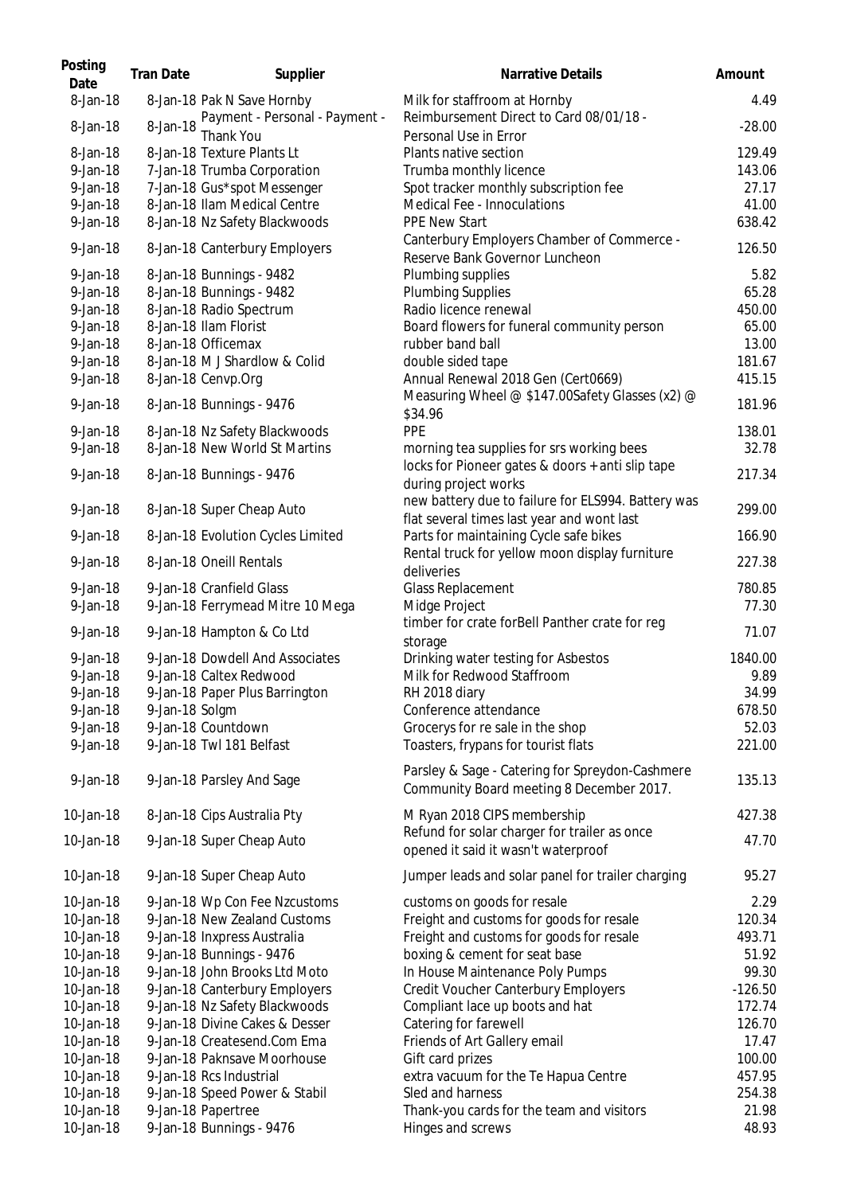| Posting Date | Tran Date | Supplier | Narrative Details | Amount |
|---|---|---|---|---|
| 8-Jan-18 | 8-Jan-18 | Pak N Save Hornby | Milk for staffroom at Hornby | 4.49 |
| 8-Jan-18 | 8-Jan-18 | Payment - Personal - Payment - Thank You | Reimbursement Direct to Card 08/01/18 - Personal Use in Error | -28.00 |
| 8-Jan-18 | 8-Jan-18 | Texture Plants Lt | Plants native section | 129.49 |
| 9-Jan-18 | 7-Jan-18 | Trumba Corporation | Trumba monthly licence | 143.06 |
| 9-Jan-18 | 7-Jan-18 | Gus*spot Messenger | Spot tracker monthly subscription fee | 27.17 |
| 9-Jan-18 | 8-Jan-18 | Ilam Medical Centre | Medical Fee - Innoculations | 41.00 |
| 9-Jan-18 | 8-Jan-18 | Nz Safety Blackwoods | PPE New Start | 638.42 |
| 9-Jan-18 | 8-Jan-18 | Canterbury Employers | Canterbury Employers Chamber of Commerce - Reserve Bank Governor Luncheon | 126.50 |
| 9-Jan-18 | 8-Jan-18 | Bunnings - 9482 | Plumbing supplies | 5.82 |
| 9-Jan-18 | 8-Jan-18 | Bunnings - 9482 | Plumbing Supplies | 65.28 |
| 9-Jan-18 | 8-Jan-18 | Radio Spectrum | Radio licence renewal | 450.00 |
| 9-Jan-18 | 8-Jan-18 | Ilam Florist | Board flowers for funeral community person | 65.00 |
| 9-Jan-18 | 8-Jan-18 | Officemax | rubber band ball | 13.00 |
| 9-Jan-18 | 8-Jan-18 | M J Shardlow & Colid | double sided tape | 181.67 |
| 9-Jan-18 | 8-Jan-18 | Cenvp.Org | Annual Renewal 2018 Gen (Cert0669) | 415.15 |
| 9-Jan-18 | 8-Jan-18 | Bunnings - 9476 | Measuring Wheel @ $147.00Safety Glasses (x2) @ $34.96 | 181.96 |
| 9-Jan-18 | 8-Jan-18 | Nz Safety Blackwoods | PPE | 138.01 |
| 9-Jan-18 | 8-Jan-18 | New World St Martins | morning tea supplies for srs working bees | 32.78 |
| 9-Jan-18 | 8-Jan-18 | Bunnings - 9476 | locks for Pioneer gates & doors + anti slip tape during project works | 217.34 |
| 9-Jan-18 | 8-Jan-18 | Super Cheap Auto | new battery due to failure for ELS994. Battery was flat several times last year and wont last | 299.00 |
| 9-Jan-18 | 8-Jan-18 | Evolution Cycles Limited | Parts for maintaining Cycle safe bikes | 166.90 |
| 9-Jan-18 | 8-Jan-18 | Oneill Rentals | Rental truck for yellow moon display furniture deliveries | 227.38 |
| 9-Jan-18 | 9-Jan-18 | Cranfield Glass | Glass Replacement | 780.85 |
| 9-Jan-18 | 9-Jan-18 | Ferrymead Mitre 10 Mega | Midge Project | 77.30 |
| 9-Jan-18 | 9-Jan-18 | Hampton & Co Ltd | timber for crate forBell Panther crate for reg storage | 71.07 |
| 9-Jan-18 | 9-Jan-18 | Dowdell And Associates | Drinking water testing for Asbestos | 1840.00 |
| 9-Jan-18 | 9-Jan-18 | Caltex Redwood | Milk for Redwood Staffroom | 9.89 |
| 9-Jan-18 | 9-Jan-18 | Paper Plus Barrington | RH 2018 diary | 34.99 |
| 9-Jan-18 | 9-Jan-18 | Solgm | Conference attendance | 678.50 |
| 9-Jan-18 | 9-Jan-18 | Countdown | Grocerys for re sale in the shop | 52.03 |
| 9-Jan-18 | 9-Jan-18 | Twl 181 Belfast | Toasters, frypans for tourist flats | 221.00 |
| 9-Jan-18 | 9-Jan-18 | Parsley And Sage | Parsley & Sage - Catering for Spreydon-Cashmere Community Board meeting 8 December 2017. | 135.13 |
| 10-Jan-18 | 8-Jan-18 | Cips Australia Pty | M Ryan 2018 CIPS membership | 427.38 |
| 10-Jan-18 | 9-Jan-18 | Super Cheap Auto | Refund for solar charger for trailer as once opened it said it wasn't waterproof | 47.70 |
| 10-Jan-18 | 9-Jan-18 | Super Cheap Auto | Jumper leads and solar panel for trailer charging | 95.27 |
| 10-Jan-18 | 9-Jan-18 | Wp Con Fee Nzcustoms | customs on goods for resale | 2.29 |
| 10-Jan-18 | 9-Jan-18 | New Zealand Customs | Freight and customs for goods for resale | 120.34 |
| 10-Jan-18 | 9-Jan-18 | Inxpress Australia | Freight and customs for goods for resale | 493.71 |
| 10-Jan-18 | 9-Jan-18 | Bunnings - 9476 | boxing & cement for seat base | 51.92 |
| 10-Jan-18 | 9-Jan-18 | John Brooks Ltd Moto | In House Maintenance Poly Pumps | 99.30 |
| 10-Jan-18 | 9-Jan-18 | Canterbury Employers | Credit Voucher Canterbury Employers | -126.50 |
| 10-Jan-18 | 9-Jan-18 | Nz Safety Blackwoods | Compliant lace up boots and hat | 172.74 |
| 10-Jan-18 | 9-Jan-18 | Divine Cakes & Desser | Catering for farewell | 126.70 |
| 10-Jan-18 | 9-Jan-18 | Createsend.Com Ema | Friends of Art Gallery email | 17.47 |
| 10-Jan-18 | 9-Jan-18 | Paknsave Moorhouse | Gift card prizes | 100.00 |
| 10-Jan-18 | 9-Jan-18 | Rcs Industrial | extra vacuum for the Te Hapua Centre | 457.95 |
| 10-Jan-18 | 9-Jan-18 | Speed Power & Stabil | Sled and harness | 254.38 |
| 10-Jan-18 | 9-Jan-18 | Papertree | Thank-you cards for the team and visitors | 21.98 |
| 10-Jan-18 | 9-Jan-18 | Bunnings - 9476 | Hinges and screws | 48.93 |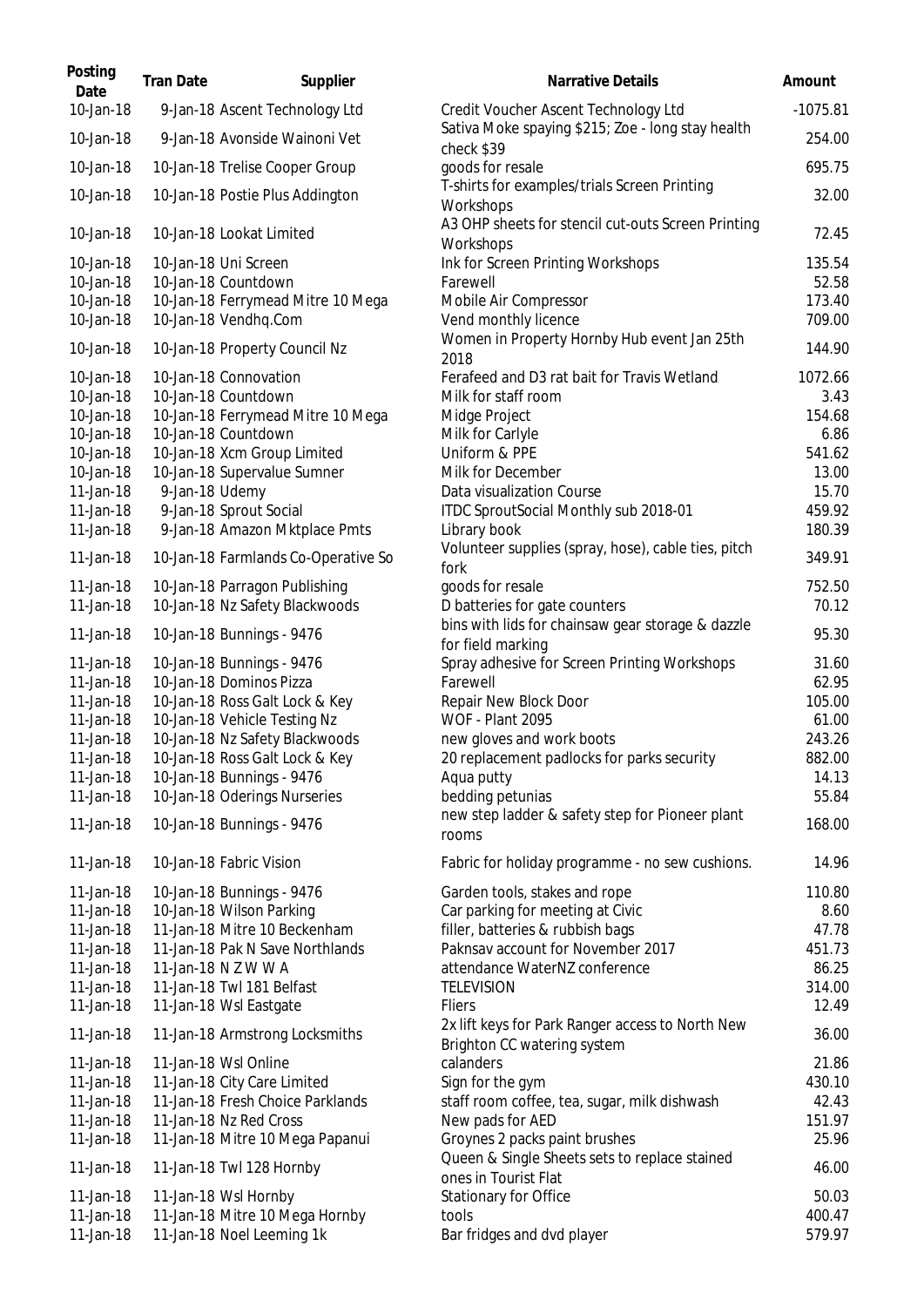| Posting Date | Tran Date | Supplier | Narrative Details | Amount |
|---|---|---|---|---|
| 10-Jan-18 | 9-Jan-18 | Ascent Technology Ltd | Credit Voucher Ascent Technology Ltd | -1075.81 |
| 10-Jan-18 | 9-Jan-18 | Avonside Wainoni Vet | Sativa Moke spaying $215; Zoe - long stay health check $39 | 254.00 |
| 10-Jan-18 | 10-Jan-18 | Trelise Cooper Group | goods for resale | 695.75 |
| 10-Jan-18 | 10-Jan-18 | Postie Plus Addington | T-shirts for examples/trials Screen Printing Workshops | 32.00 |
| 10-Jan-18 | 10-Jan-18 | Lookat Limited | A3 OHP sheets for stencil cut-outs Screen Printing Workshops | 72.45 |
| 10-Jan-18 | 10-Jan-18 | Uni Screen | Ink for Screen Printing Workshops | 135.54 |
| 10-Jan-18 | 10-Jan-18 | Countdown | Farewell | 52.58 |
| 10-Jan-18 | 10-Jan-18 | Ferrymead Mitre 10 Mega | Mobile Air Compressor | 173.40 |
| 10-Jan-18 | 10-Jan-18 | Vendhq.Com | Vend monthly licence | 709.00 |
| 10-Jan-18 | 10-Jan-18 | Property Council Nz | Women in Property Hornby Hub event Jan 25th 2018 | 144.90 |
| 10-Jan-18 | 10-Jan-18 | Connovation | Ferafeed and D3 rat bait for Travis Wetland | 1072.66 |
| 10-Jan-18 | 10-Jan-18 | Countdown | Milk for staff room | 3.43 |
| 10-Jan-18 | 10-Jan-18 | Ferrymead Mitre 10 Mega | Midge Project | 154.68 |
| 10-Jan-18 | 10-Jan-18 | Countdown | Milk for Carlyle | 6.86 |
| 10-Jan-18 | 10-Jan-18 | Xcm Group Limited | Uniform & PPE | 541.62 |
| 10-Jan-18 | 10-Jan-18 | Supervalue Sumner | Milk for December | 13.00 |
| 11-Jan-18 | 9-Jan-18 | Udemy | Data visualization Course | 15.70 |
| 11-Jan-18 | 9-Jan-18 | Sprout Social | ITDC SproutSocial Monthly sub 2018-01 | 459.92 |
| 11-Jan-18 | 9-Jan-18 | Amazon Mktplace Pmts | Library book | 180.39 |
| 11-Jan-18 | 10-Jan-18 | Farmlands Co-Operative So | Volunteer supplies (spray, hose), cable ties, pitch fork | 349.91 |
| 11-Jan-18 | 10-Jan-18 | Parragon Publishing | goods for resale | 752.50 |
| 11-Jan-18 | 10-Jan-18 | Nz Safety Blackwoods | D batteries for gate counters | 70.12 |
| 11-Jan-18 | 10-Jan-18 | Bunnings - 9476 | bins with lids for chainsaw gear storage & dazzle for field marking | 95.30 |
| 11-Jan-18 | 10-Jan-18 | Bunnings - 9476 | Spray adhesive for Screen Printing Workshops | 31.60 |
| 11-Jan-18 | 10-Jan-18 | Dominos Pizza | Farewell | 62.95 |
| 11-Jan-18 | 10-Jan-18 | Ross Galt Lock & Key | Repair New Block Door | 105.00 |
| 11-Jan-18 | 10-Jan-18 | Vehicle Testing Nz | WOF - Plant 2095 | 61.00 |
| 11-Jan-18 | 10-Jan-18 | Nz Safety Blackwoods | new gloves and work boots | 243.26 |
| 11-Jan-18 | 10-Jan-18 | Ross Galt Lock & Key | 20 replacement padlocks for parks security | 882.00 |
| 11-Jan-18 | 10-Jan-18 | Bunnings - 9476 | Aqua putty | 14.13 |
| 11-Jan-18 | 10-Jan-18 | Oderings Nurseries | bedding petunias | 55.84 |
| 11-Jan-18 | 10-Jan-18 | Bunnings - 9476 | new step ladder & safety step for Pioneer plant rooms | 168.00 |
| 11-Jan-18 | 10-Jan-18 | Fabric Vision | Fabric for holiday programme - no sew cushions. | 14.96 |
| 11-Jan-18 | 10-Jan-18 | Bunnings - 9476 | Garden tools, stakes and rope | 110.80 |
| 11-Jan-18 | 10-Jan-18 | Wilson Parking | Car parking for meeting at Civic | 8.60 |
| 11-Jan-18 | 11-Jan-18 | Mitre 10 Beckenham | filler, batteries & rubbish bags | 47.78 |
| 11-Jan-18 | 11-Jan-18 | Pak N Save Northlands | Paknsav account for November 2017 | 451.73 |
| 11-Jan-18 | 11-Jan-18 | N Z W W A | attendance WaterNZ conference | 86.25 |
| 11-Jan-18 | 11-Jan-18 | Twl 181 Belfast | TELEVISION | 314.00 |
| 11-Jan-18 | 11-Jan-18 | Wsl Eastgate | Fliers | 12.49 |
| 11-Jan-18 | 11-Jan-18 | Armstrong Locksmiths | 2x lift keys for Park Ranger access to North New Brighton CC watering system | 36.00 |
| 11-Jan-18 | 11-Jan-18 | Wsl Online | calanders | 21.86 |
| 11-Jan-18 | 11-Jan-18 | City Care Limited | Sign for the gym | 430.10 |
| 11-Jan-18 | 11-Jan-18 | Fresh Choice Parklands | staff room coffee, tea, sugar, milk dishwash | 42.43 |
| 11-Jan-18 | 11-Jan-18 | Nz Red Cross | New pads for AED | 151.97 |
| 11-Jan-18 | 11-Jan-18 | Mitre 10 Mega Papanui | Groynes 2 packs paint brushes | 25.96 |
| 11-Jan-18 | 11-Jan-18 | Twl 128 Hornby | Queen & Single Sheets sets to replace stained ones in Tourist Flat | 46.00 |
| 11-Jan-18 | 11-Jan-18 | Wsl Hornby | Stationary for Office | 50.03 |
| 11-Jan-18 | 11-Jan-18 | Mitre 10 Mega Hornby | tools | 400.47 |
| 11-Jan-18 | 11-Jan-18 | Noel Leeming 1k | Bar fridges and dvd player | 579.97 |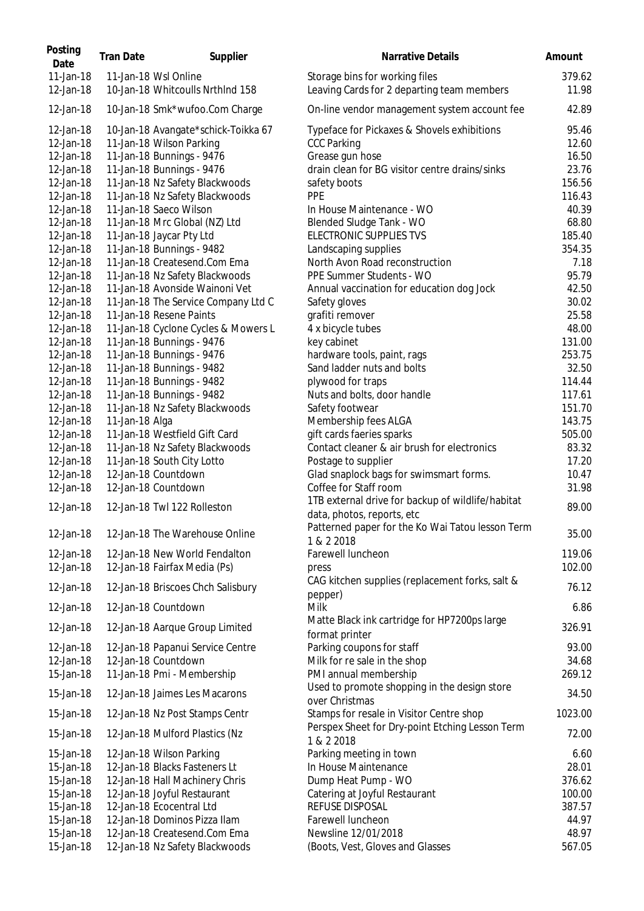| Posting Date | Tran Date | Supplier | Narrative Details | Amount |
| --- | --- | --- | --- | --- |
| 11-Jan-18 | 11-Jan-18 | Wsl Online | Storage bins for working files | 379.62 |
| 12-Jan-18 | 10-Jan-18 | Whitcoulls Nrthlnd 158 | Leaving Cards for 2 departing team members | 11.98 |
| 12-Jan-18 | 10-Jan-18 | Smk*wufoo.Com Charge | On-line vendor management system account fee | 42.89 |
| 12-Jan-18 | 10-Jan-18 | Avangate*schick-Toikka 67 | Typeface for Pickaxes & Shovels exhibitions | 95.46 |
| 12-Jan-18 | 11-Jan-18 | Wilson Parking | CCC Parking | 12.60 |
| 12-Jan-18 | 11-Jan-18 | Bunnings - 9476 | Grease gun hose | 16.50 |
| 12-Jan-18 | 11-Jan-18 | Bunnings - 9476 | drain clean for BG visitor centre drains/sinks | 23.76 |
| 12-Jan-18 | 11-Jan-18 | Nz Safety Blackwoods | safety boots | 156.56 |
| 12-Jan-18 | 11-Jan-18 | Nz Safety Blackwoods | PPE | 116.43 |
| 12-Jan-18 | 11-Jan-18 | Saeco Wilson | In House Maintenance - WO | 40.39 |
| 12-Jan-18 | 11-Jan-18 | Mrc Global (NZ) Ltd | Blended Sludge Tank - WO | 68.80 |
| 12-Jan-18 | 11-Jan-18 | Jaycar Pty Ltd | ELECTRONIC SUPPLIES TVS | 185.40 |
| 12-Jan-18 | 11-Jan-18 | Bunnings - 9482 | Landscaping supplies | 354.35 |
| 12-Jan-18 | 11-Jan-18 | Createsend.Com Ema | North Avon Road reconstruction | 7.18 |
| 12-Jan-18 | 11-Jan-18 | Nz Safety Blackwoods | PPE Summer Students - WO | 95.79 |
| 12-Jan-18 | 11-Jan-18 | Avonside Wainoni Vet | Annual vaccination for education dog Jock | 42.50 |
| 12-Jan-18 | 11-Jan-18 | The Service Company Ltd C | Safety gloves | 30.02 |
| 12-Jan-18 | 11-Jan-18 | Resene Paints | grafiti remover | 25.58 |
| 12-Jan-18 | 11-Jan-18 | Cyclone Cycles & Mowers L | 4 x bicycle tubes | 48.00 |
| 12-Jan-18 | 11-Jan-18 | Bunnings - 9476 | key cabinet | 131.00 |
| 12-Jan-18 | 11-Jan-18 | Bunnings - 9476 | hardware tools, paint, rags | 253.75 |
| 12-Jan-18 | 11-Jan-18 | Bunnings - 9482 | Sand ladder nuts and bolts | 32.50 |
| 12-Jan-18 | 11-Jan-18 | Bunnings - 9482 | plywood for traps | 114.44 |
| 12-Jan-18 | 11-Jan-18 | Bunnings - 9482 | Nuts and bolts, door handle | 117.61 |
| 12-Jan-18 | 11-Jan-18 | Nz Safety Blackwoods | Safety footwear | 151.70 |
| 12-Jan-18 | 11-Jan-18 | Alga | Membership fees ALGA | 143.75 |
| 12-Jan-18 | 11-Jan-18 | Westfield Gift Card | gift cards faeries sparks | 505.00 |
| 12-Jan-18 | 11-Jan-18 | Nz Safety Blackwoods | Contact cleaner & air brush for electronics | 83.32 |
| 12-Jan-18 | 11-Jan-18 | South City Lotto | Postage to supplier | 17.20 |
| 12-Jan-18 | 12-Jan-18 | Countdown | Glad snaplock bags for swimsmart forms. | 10.47 |
| 12-Jan-18 | 12-Jan-18 | Countdown | Coffee for Staff room | 31.98 |
| 12-Jan-18 | 12-Jan-18 | Twl 122 Rolleston | 1TB external drive for backup of wildlife/habitat data, photos, reports, etc | 89.00 |
| 12-Jan-18 | 12-Jan-18 | The Warehouse Online | Patterned paper for the Ko Wai Tatou lesson Term 1 & 2 2018 | 35.00 |
| 12-Jan-18 | 12-Jan-18 | New World Fendalton | Farewell luncheon | 119.06 |
| 12-Jan-18 | 12-Jan-18 | Fairfax Media (Ps) | press | 102.00 |
| 12-Jan-18 | 12-Jan-18 | Briscoes Chch Salisbury | CAG kitchen supplies (replacement forks, salt & pepper) | 76.12 |
| 12-Jan-18 | 12-Jan-18 | Countdown | Milk | 6.86 |
| 12-Jan-18 | 12-Jan-18 | Aarque Group Limited | Matte Black ink cartridge for HP7200ps large format printer | 326.91 |
| 12-Jan-18 | 12-Jan-18 | Papanui Service Centre | Parking coupons for staff | 93.00 |
| 12-Jan-18 | 12-Jan-18 | Countdown | Milk for re sale in the shop | 34.68 |
| 15-Jan-18 | 11-Jan-18 | Pmi - Membership | PMI annual membership | 269.12 |
| 15-Jan-18 | 12-Jan-18 | Jaimes Les Macarons | Used to promote shopping in the design store over Christmas | 34.50 |
| 15-Jan-18 | 12-Jan-18 | Nz Post Stamps Centr | Stamps for resale in Visitor Centre shop | 1023.00 |
| 15-Jan-18 | 12-Jan-18 | Mulford Plastics (Nz | Perspex Sheet for Dry-point Etching Lesson Term 1 & 2 2018 | 72.00 |
| 15-Jan-18 | 12-Jan-18 | Wilson Parking | Parking meeting in town | 6.60 |
| 15-Jan-18 | 12-Jan-18 | Blacks Fasteners Lt | In House Maintenance | 28.01 |
| 15-Jan-18 | 12-Jan-18 | Hall Machinery Chris | Dump Heat Pump - WO | 376.62 |
| 15-Jan-18 | 12-Jan-18 | Joyful Restaurant | Catering at Joyful Restaurant | 100.00 |
| 15-Jan-18 | 12-Jan-18 | Ecocentral Ltd | REFUSE DISPOSAL | 387.57 |
| 15-Jan-18 | 12-Jan-18 | Dominos Pizza Ilam | Farewell luncheon | 44.97 |
| 15-Jan-18 | 12-Jan-18 | Createsend.Com Ema | Newsline 12/01/2018 | 48.97 |
| 15-Jan-18 | 12-Jan-18 | Nz Safety Blackwoods | (Boots, Vest, Gloves and Glasses | 567.05 |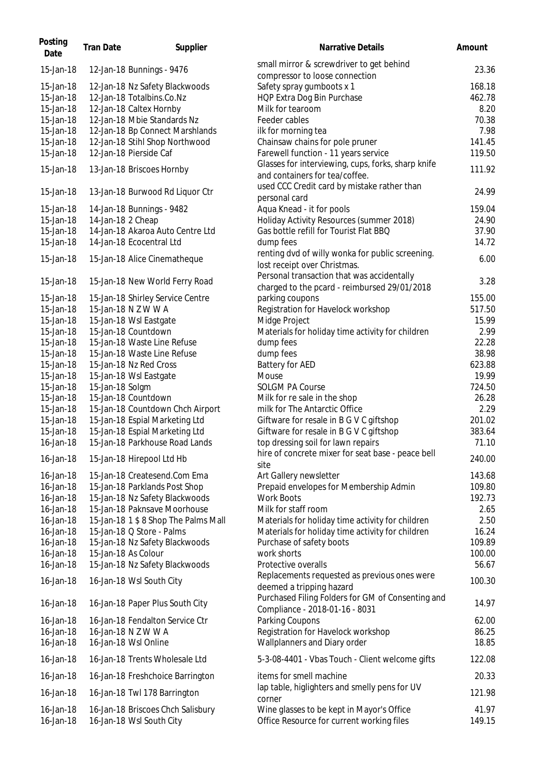| Posting Date | Tran Date | Supplier | Narrative Details | Amount |
|---|---|---|---|---|
| 15-Jan-18 | 12-Jan-18 | Bunnings - 9476 | small mirror & screwdriver to get behind compressor to loose connection | 23.36 |
| 15-Jan-18 | 12-Jan-18 | Nz Safety Blackwoods | Safety spray gumboots x 1 | 168.18 |
| 15-Jan-18 | 12-Jan-18 | Totalbins.Co.Nz | HQP Extra Dog Bin Purchase | 462.78 |
| 15-Jan-18 | 12-Jan-18 | Caltex Hornby | Milk for tearoom | 8.20 |
| 15-Jan-18 | 12-Jan-18 | Mbie Standards Nz | Feeder cables | 70.38 |
| 15-Jan-18 | 12-Jan-18 | Bp Connect Marshlands | ilk for morning tea | 7.98 |
| 15-Jan-18 | 12-Jan-18 | Stihl Shop Northwood | Chainsaw chains for pole pruner | 141.45 |
| 15-Jan-18 | 12-Jan-18 | Pierside Caf | Farewell function - 11 years service | 119.50 |
| 15-Jan-18 | 13-Jan-18 | Briscoes Hornby | Glasses for interviewing, cups, forks, sharp knife and containers for tea/coffee. | 111.92 |
| 15-Jan-18 | 13-Jan-18 | Burwood Rd Liquor Ctr | used CCC Credit card by mistake rather than personal card | 24.99 |
| 15-Jan-18 | 14-Jan-18 | Bunnings - 9482 | Aqua Knead - it for pools | 159.04 |
| 15-Jan-18 | 14-Jan-18 | 2 Cheap | Holiday Activity Resources (summer 2018) | 24.90 |
| 15-Jan-18 | 14-Jan-18 | Akaroa Auto Centre Ltd | Gas bottle refill for Tourist Flat BBQ | 37.90 |
| 15-Jan-18 | 14-Jan-18 | Ecocentral Ltd | dump fees | 14.72 |
| 15-Jan-18 | 15-Jan-18 | Alice Cinematheque | renting dvd of willy wonka for public screening. lost receipt over Christmas. | 6.00 |
| 15-Jan-18 | 15-Jan-18 | New World Ferry Road | Personal transaction that was accidentally charged to the pcard - reimbursed 29/01/2018 | 3.28 |
| 15-Jan-18 | 15-Jan-18 | Shirley Service Centre | parking coupons | 155.00 |
| 15-Jan-18 | 15-Jan-18 | N Z W W A | Registration for Havelock workshop | 517.50 |
| 15-Jan-18 | 15-Jan-18 | Wsl Eastgate | Midge Project | 15.99 |
| 15-Jan-18 | 15-Jan-18 | Countdown | Materials for holiday time activity for children | 2.99 |
| 15-Jan-18 | 15-Jan-18 | Waste Line Refuse | dump fees | 22.28 |
| 15-Jan-18 | 15-Jan-18 | Waste Line Refuse | dump fees | 38.98 |
| 15-Jan-18 | 15-Jan-18 | Nz Red Cross | Battery for AED | 623.88 |
| 15-Jan-18 | 15-Jan-18 | Wsl Eastgate | Mouse | 19.99 |
| 15-Jan-18 | 15-Jan-18 | Solgm | SOLGM PA Course | 724.50 |
| 15-Jan-18 | 15-Jan-18 | Countdown | Milk for re sale in the shop | 26.28 |
| 15-Jan-18 | 15-Jan-18 | Countdown Chch Airport | milk for The Antarctic Office | 2.29 |
| 15-Jan-18 | 15-Jan-18 | Espial Marketing Ltd | Giftware for resale in B G V C giftshop | 201.02 |
| 15-Jan-18 | 15-Jan-18 | Espial Marketing Ltd | Giftware for resale in B G V C giftshop | 383.64 |
| 16-Jan-18 | 15-Jan-18 | Parkhouse Road Lands | top dressing soil for lawn repairs | 71.10 |
| 16-Jan-18 | 15-Jan-18 | Hirepool Ltd Hb | hire of concrete mixer for seat base - peace bell site | 240.00 |
| 16-Jan-18 | 15-Jan-18 | Createsend.Com Ema | Art Gallery newsletter | 143.68 |
| 16-Jan-18 | 15-Jan-18 | Parklands Post Shop | Prepaid envelopes for Membership Admin | 109.80 |
| 16-Jan-18 | 15-Jan-18 | Nz Safety Blackwoods | Work Boots | 192.73 |
| 16-Jan-18 | 15-Jan-18 | Paknsave Moorhouse | Milk for staff room | 2.65 |
| 16-Jan-18 | 15-Jan-18 | 1 $ 8 Shop The Palms Mall | Materials for holiday time activity for children | 2.50 |
| 16-Jan-18 | 15-Jan-18 | Q Store - Palms | Materials for holiday time activity for children | 16.24 |
| 16-Jan-18 | 15-Jan-18 | Nz Safety Blackwoods | Purchase of safety boots | 109.89 |
| 16-Jan-18 | 15-Jan-18 | As Colour | work shorts | 100.00 |
| 16-Jan-18 | 15-Jan-18 | Nz Safety Blackwoods | Protective overalls | 56.67 |
| 16-Jan-18 | 16-Jan-18 | Wsl South City | Replacements requested as previous ones were deemed a tripping hazard | 100.30 |
| 16-Jan-18 | 16-Jan-18 | Paper Plus South City | Purchased Filing Folders for GM of Consenting and Compliance - 2018-01-16 - 8031 | 14.97 |
| 16-Jan-18 | 16-Jan-18 | Fendalton Service Ctr | Parking Coupons | 62.00 |
| 16-Jan-18 | 16-Jan-18 | N Z W W A | Registration for Havelock workshop | 86.25 |
| 16-Jan-18 | 16-Jan-18 | Wsl Online | Wallplanners and Diary order | 18.85 |
| 16-Jan-18 | 16-Jan-18 | Trents Wholesale Ltd | 5-3-08-4401 - Vbas Touch - Client welcome gifts | 122.08 |
| 16-Jan-18 | 16-Jan-18 | Freshchoice Barrington | items for smell machine | 20.33 |
| 16-Jan-18 | 16-Jan-18 | Twl 178 Barrington | lap table, higlighters and smelly pens for UV corner | 121.98 |
| 16-Jan-18 | 16-Jan-18 | Briscoes Chch Salisbury | Wine glasses to be kept in Mayor's Office | 41.97 |
| 16-Jan-18 | 16-Jan-18 | Wsl South City | Office Resource for current working files | 149.15 |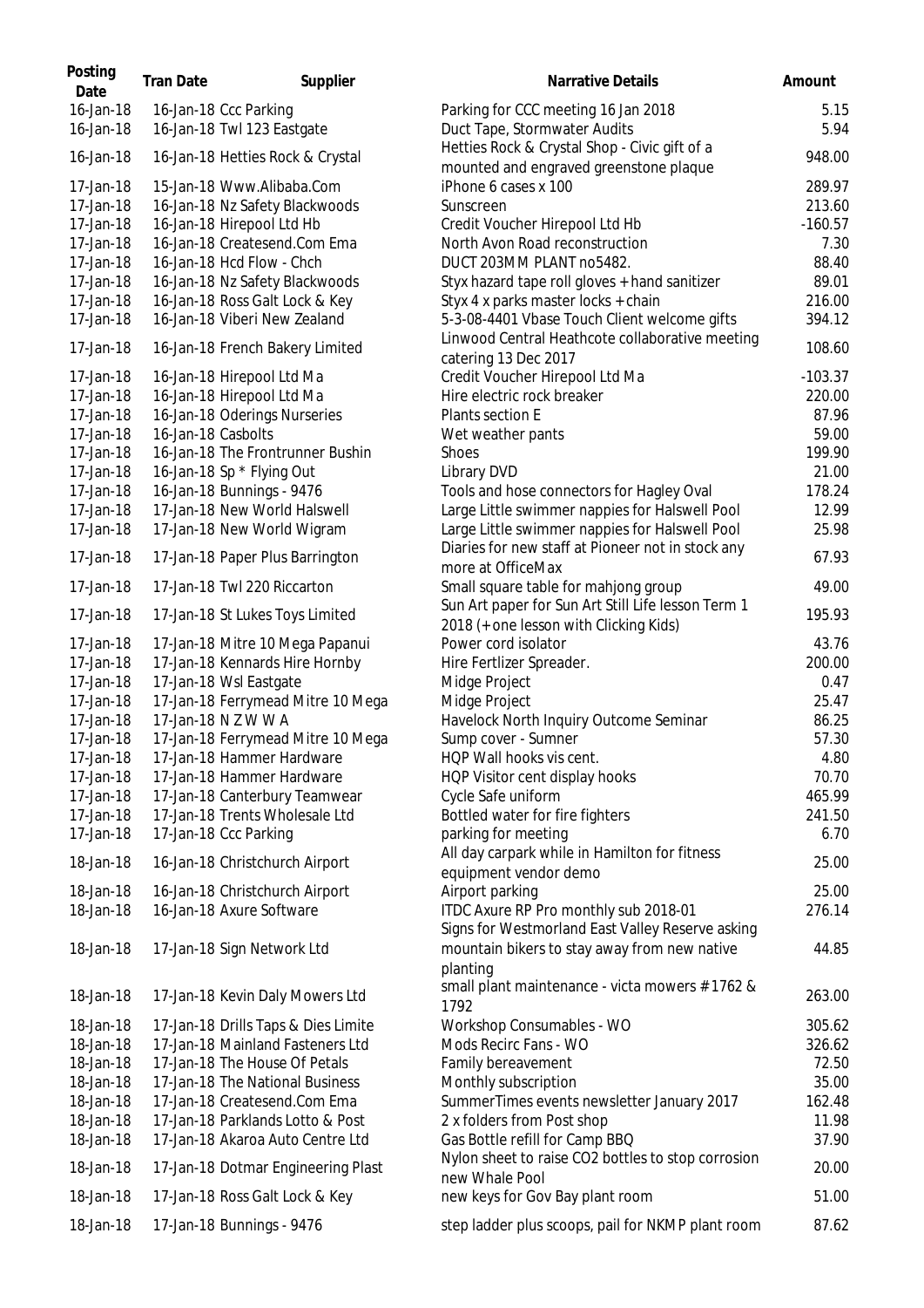| Posting Date | Tran Date | Supplier | Narrative Details | Amount |
|---|---|---|---|---|
| 16-Jan-18 | 16-Jan-18 | Ccc Parking | Parking for CCC meeting 16 Jan 2018 | 5.15 |
| 16-Jan-18 | 16-Jan-18 | Twl 123 Eastgate | Duct Tape, Stormwater Audits | 5.94 |
| 16-Jan-18 | 16-Jan-18 | Hetties Rock & Crystal | Hetties Rock & Crystal Shop - Civic gift of a mounted and engraved greenstone plaque | 948.00 |
| 17-Jan-18 | 15-Jan-18 | Www.Alibaba.Com | iPhone 6 cases x 100 | 289.97 |
| 17-Jan-18 | 16-Jan-18 | Nz Safety Blackwoods | Sunscreen | 213.60 |
| 17-Jan-18 | 16-Jan-18 | Hirepool Ltd Hb | Credit Voucher Hirepool Ltd Hb | -160.57 |
| 17-Jan-18 | 16-Jan-18 | Createsend.Com Ema | North Avon Road reconstruction | 7.30 |
| 17-Jan-18 | 16-Jan-18 | Hcd Flow - Chch | DUCT 203MM PLANT no5482. | 88.40 |
| 17-Jan-18 | 16-Jan-18 | Nz Safety Blackwoods | Styx hazard tape roll gloves + hand sanitizer | 89.01 |
| 17-Jan-18 | 16-Jan-18 | Ross Galt Lock & Key | Styx 4 x parks master locks + chain | 216.00 |
| 17-Jan-18 | 16-Jan-18 | Viberi New Zealand | 5-3-08-4401 Vbase Touch Client welcome gifts | 394.12 |
| 17-Jan-18 | 16-Jan-18 | French Bakery Limited | Linwood Central Heathcote collaborative meeting catering 13 Dec 2017 | 108.60 |
| 17-Jan-18 | 16-Jan-18 | Hirepool Ltd Ma | Credit Voucher Hirepool Ltd Ma | -103.37 |
| 17-Jan-18 | 16-Jan-18 | Hirepool Ltd Ma | Hire electric rock breaker | 220.00 |
| 17-Jan-18 | 16-Jan-18 | Oderings Nurseries | Plants section E | 87.96 |
| 17-Jan-18 | 16-Jan-18 | Casbolts | Wet weather pants | 59.00 |
| 17-Jan-18 | 16-Jan-18 | The Frontrunner Bushin | Shoes | 199.90 |
| 17-Jan-18 | 16-Jan-18 | Sp * Flying Out | Library DVD | 21.00 |
| 17-Jan-18 | 16-Jan-18 | Bunnings - 9476 | Tools and hose connectors for Hagley Oval | 178.24 |
| 17-Jan-18 | 17-Jan-18 | New World Halswell | Large Little swimmer nappies for Halswell Pool | 12.99 |
| 17-Jan-18 | 17-Jan-18 | New World Wigram | Large Little swimmer nappies for Halswell Pool | 25.98 |
| 17-Jan-18 | 17-Jan-18 | Paper Plus Barrington | Diaries for new staff at Pioneer not in stock any more at OfficeMax | 67.93 |
| 17-Jan-18 | 17-Jan-18 | Twl 220 Riccarton | Small square table for mahjong group | 49.00 |
| 17-Jan-18 | 17-Jan-18 | St Lukes Toys Limited | Sun Art paper for Sun Art Still Life lesson Term 1 2018 (+ one lesson with Clicking Kids) | 195.93 |
| 17-Jan-18 | 17-Jan-18 | Mitre 10 Mega Papanui | Power cord isolator | 43.76 |
| 17-Jan-18 | 17-Jan-18 | Kennards Hire Hornby | Hire Fertlizer Spreader. | 200.00 |
| 17-Jan-18 | 17-Jan-18 | Wsl Eastgate | Midge Project | 0.47 |
| 17-Jan-18 | 17-Jan-18 | Ferrymead Mitre 10 Mega | Midge Project | 25.47 |
| 17-Jan-18 | 17-Jan-18 | N Z W W A | Havelock North Inquiry Outcome Seminar | 86.25 |
| 17-Jan-18 | 17-Jan-18 | Ferrymead Mitre 10 Mega | Sump cover - Sumner | 57.30 |
| 17-Jan-18 | 17-Jan-18 | Hammer Hardware | HQP Wall hooks vis cent. | 4.80 |
| 17-Jan-18 | 17-Jan-18 | Hammer Hardware | HQP Visitor cent display hooks | 70.70 |
| 17-Jan-18 | 17-Jan-18 | Canterbury Teamwear | Cycle Safe uniform | 465.99 |
| 17-Jan-18 | 17-Jan-18 | Trents Wholesale Ltd | Bottled water for fire fighters | 241.50 |
| 17-Jan-18 | 17-Jan-18 | Ccc Parking | parking for meeting | 6.70 |
| 18-Jan-18 | 16-Jan-18 | Christchurch Airport | All day carpark while in Hamilton for fitness equipment vendor demo | 25.00 |
| 18-Jan-18 | 16-Jan-18 | Christchurch Airport | Airport parking | 25.00 |
| 18-Jan-18 | 16-Jan-18 | Axure Software | ITDC Axure RP Pro monthly sub 2018-01 | 276.14 |
| 18-Jan-18 | 17-Jan-18 | Sign Network Ltd | Signs for Westmorland East Valley Reserve asking mountain bikers to stay away from new native planting | 44.85 |
| 18-Jan-18 | 17-Jan-18 | Kevin Daly Mowers Ltd | small plant maintenance - victa mowers # 1762 & 1792 | 263.00 |
| 18-Jan-18 | 17-Jan-18 | Drills Taps & Dies Limite | Workshop Consumables - WO | 305.62 |
| 18-Jan-18 | 17-Jan-18 | Mainland Fasteners Ltd | Mods Recirc Fans - WO | 326.62 |
| 18-Jan-18 | 17-Jan-18 | The House Of Petals | Family bereavement | 72.50 |
| 18-Jan-18 | 17-Jan-18 | The National Business | Monthly subscription | 35.00 |
| 18-Jan-18 | 17-Jan-18 | Createsend.Com Ema | SummerTimes events newsletter January 2017 | 162.48 |
| 18-Jan-18 | 17-Jan-18 | Parklands Lotto & Post | 2 x folders from Post shop | 11.98 |
| 18-Jan-18 | 17-Jan-18 | Akaroa Auto Centre Ltd | Gas Bottle refill for Camp BBQ | 37.90 |
| 18-Jan-18 | 17-Jan-18 | Dotmar Engineering Plast | Nylon sheet to raise CO2 bottles to stop corrosion new Whale Pool | 20.00 |
| 18-Jan-18 | 17-Jan-18 | Ross Galt Lock & Key | new keys for Gov Bay plant room | 51.00 |
| 18-Jan-18 | 17-Jan-18 | Bunnings - 9476 | step ladder plus scoops, pail for NKMP plant room | 87.62 |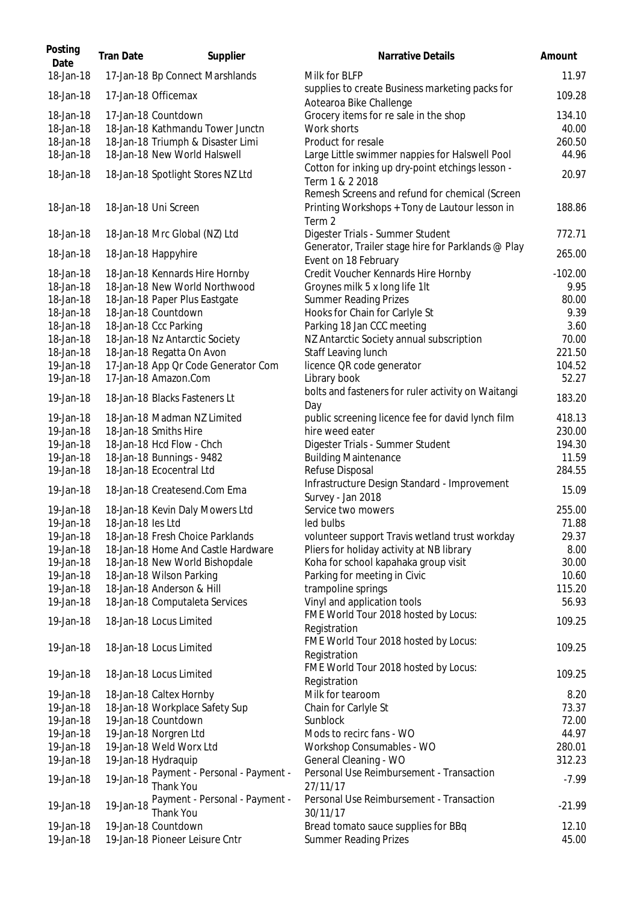| Posting Date | Tran Date | Supplier | Narrative Details | Amount |
|---|---|---|---|---|
| 18-Jan-18 | 17-Jan-18 | Bp Connect Marshlands | Milk for BLFP | 11.97 |
| 18-Jan-18 | 17-Jan-18 | Officemax | supplies to create Business marketing packs for Aotearoa Bike Challenge | 109.28 |
| 18-Jan-18 | 17-Jan-18 | Countdown | Grocery items for re sale in the shop | 134.10 |
| 18-Jan-18 | 18-Jan-18 | Kathmandu Tower Junctn | Work shorts | 40.00 |
| 18-Jan-18 | 18-Jan-18 | Triumph & Disaster Limi | Product for resale | 260.50 |
| 18-Jan-18 | 18-Jan-18 | New World Halswell | Large Little swimmer nappies for Halswell Pool | 44.96 |
| 18-Jan-18 | 18-Jan-18 | Spotlight Stores NZ Ltd | Cotton for inking up dry-point etchings lesson - Term 1 & 2 2018 | 20.97 |
| 18-Jan-18 | 18-Jan-18 | Uni Screen | Remesh Screens and refund for chemical (Screen Printing Workshops + Tony de Lautour lesson in Term 2 | 188.86 |
| 18-Jan-18 | 18-Jan-18 | Mrc Global (NZ) Ltd | Digester Trials - Summer Student | 772.71 |
| 18-Jan-18 | 18-Jan-18 | Happyhire | Generator, Trailer stage hire for Parklands @ Play Event on 18 February | 265.00 |
| 18-Jan-18 | 18-Jan-18 | Kennards Hire Hornby | Credit Voucher Kennards Hire Hornby | -102.00 |
| 18-Jan-18 | 18-Jan-18 | New World Northwood | Groynes milk 5 x long life 1lt | 9.95 |
| 18-Jan-18 | 18-Jan-18 | Paper Plus Eastgate | Summer Reading Prizes | 80.00 |
| 18-Jan-18 | 18-Jan-18 | Countdown | Hooks for Chain for Carlyle St | 9.39 |
| 18-Jan-18 | 18-Jan-18 | Ccc Parking | Parking 18 Jan CCC meeting | 3.60 |
| 18-Jan-18 | 18-Jan-18 | Nz Antarctic Society | NZ Antarctic Society annual subscription | 70.00 |
| 18-Jan-18 | 18-Jan-18 | Regatta On Avon | Staff Leaving lunch | 221.50 |
| 19-Jan-18 | 17-Jan-18 | App Qr Code Generator Com | licence QR code generator | 104.52 |
| 19-Jan-18 | 17-Jan-18 | Amazon.Com | Library book | 52.27 |
| 19-Jan-18 | 18-Jan-18 | Blacks Fasteners Lt | bolts and fasteners for ruler activity on Waitangi Day | 183.20 |
| 19-Jan-18 | 18-Jan-18 | Madman NZ Limited | public screening licence fee for david lynch film | 418.13 |
| 19-Jan-18 | 18-Jan-18 | Smiths Hire | hire weed eater | 230.00 |
| 19-Jan-18 | 18-Jan-18 | Hcd Flow - Chch | Digester Trials - Summer Student | 194.30 |
| 19-Jan-18 | 18-Jan-18 | Bunnings - 9482 | Building Maintenance | 11.59 |
| 19-Jan-18 | 18-Jan-18 | Ecocentral Ltd | Refuse Disposal | 284.55 |
| 19-Jan-18 | 18-Jan-18 | Createsend.Com Ema | Infrastructure Design Standard - Improvement Survey - Jan 2018 | 15.09 |
| 19-Jan-18 | 18-Jan-18 | Kevin Daly Mowers Ltd | Service two mowers | 255.00 |
| 19-Jan-18 | 18-Jan-18 | Ies Ltd | led bulbs | 71.88 |
| 19-Jan-18 | 18-Jan-18 | Fresh Choice Parklands | volunteer support Travis wetland trust workday | 29.37 |
| 19-Jan-18 | 18-Jan-18 | Home And Castle Hardware | Pliers for holiday activity at NB library | 8.00 |
| 19-Jan-18 | 18-Jan-18 | New World Bishopdale | Koha for school kapahaka group visit | 30.00 |
| 19-Jan-18 | 18-Jan-18 | Wilson Parking | Parking for meeting in Civic | 10.60 |
| 19-Jan-18 | 18-Jan-18 | Anderson & Hill | trampoline springs | 115.20 |
| 19-Jan-18 | 18-Jan-18 | Computaleta Services | Vinyl and application tools | 56.93 |
| 19-Jan-18 | 18-Jan-18 | Locus Limited | FME World Tour 2018 hosted by Locus: Registration | 109.25 |
| 19-Jan-18 | 18-Jan-18 | Locus Limited | FME World Tour 2018 hosted by Locus: Registration | 109.25 |
| 19-Jan-18 | 18-Jan-18 | Locus Limited | FME World Tour 2018 hosted by Locus: Registration | 109.25 |
| 19-Jan-18 | 18-Jan-18 | Caltex Hornby | Milk for tearoom | 8.20 |
| 19-Jan-18 | 18-Jan-18 | Workplace Safety Sup | Chain for Carlyle St | 73.37 |
| 19-Jan-18 | 19-Jan-18 | Countdown | Sunblock | 72.00 |
| 19-Jan-18 | 19-Jan-18 | Norgren Ltd | Mods to recirc fans - WO | 44.97 |
| 19-Jan-18 | 19-Jan-18 | Weld Worx Ltd | Workshop Consumables - WO | 280.01 |
| 19-Jan-18 | 19-Jan-18 | Hydraquip | General Cleaning - WO | 312.23 |
| 19-Jan-18 | 19-Jan-18 | Payment - Personal - Payment - Thank You | Personal Use Reimbursement - Transaction 27/11/17 | -7.99 |
| 19-Jan-18 | 19-Jan-18 | Payment - Personal - Payment - Thank You | Personal Use Reimbursement - Transaction 30/11/17 | -21.99 |
| 19-Jan-18 | 19-Jan-18 | Countdown | Bread tomato sauce supplies for BBq | 12.10 |
| 19-Jan-18 | 19-Jan-18 | Pioneer Leisure Cntr | Summer Reading Prizes | 45.00 |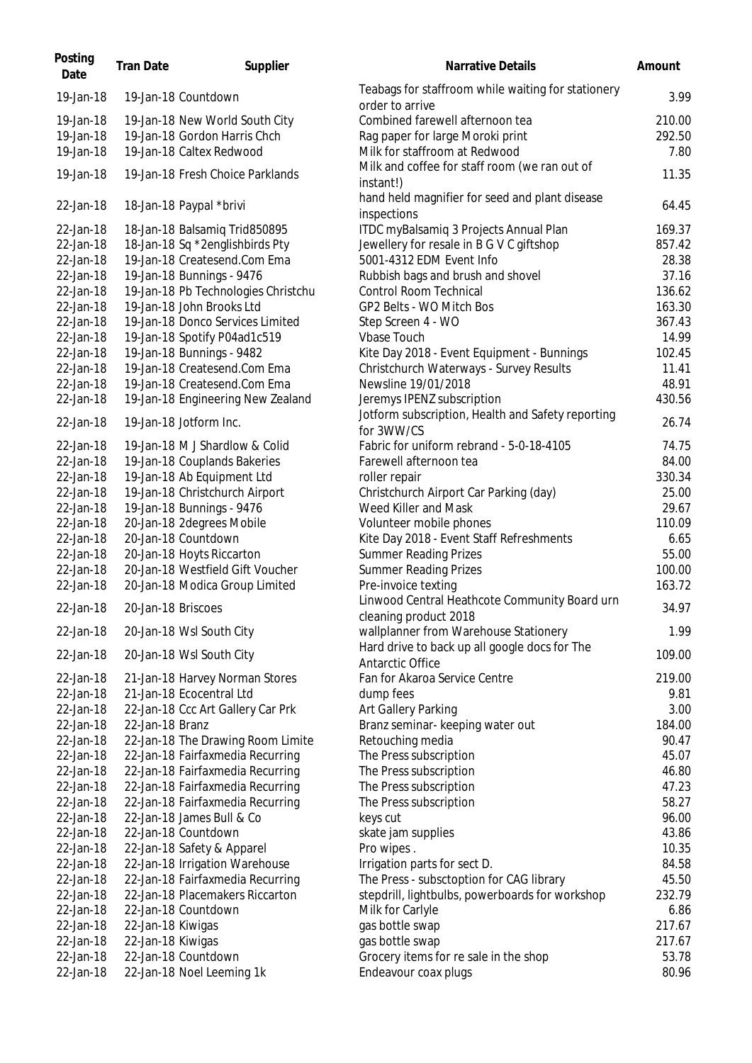| Posting Date | Tran Date | Supplier | Narrative Details | Amount |
|---|---|---|---|---|
| 19-Jan-18 | 19-Jan-18 | Countdown | Teabags for staffroom while waiting for stationery order to arrive | 3.99 |
| 19-Jan-18 | 19-Jan-18 | New World South City | Combined farewell afternoon tea | 210.00 |
| 19-Jan-18 | 19-Jan-18 | Gordon Harris Chch | Rag paper for large Moroki print | 292.50 |
| 19-Jan-18 | 19-Jan-18 | Caltex Redwood | Milk for staffroom at Redwood | 7.80 |
| 19-Jan-18 | 19-Jan-18 | Fresh Choice Parklands | Milk and coffee for staff room (we ran out of instant!) | 11.35 |
| 22-Jan-18 | 18-Jan-18 | Paypal *brivi | hand held magnifier for seed and plant disease inspections | 64.45 |
| 22-Jan-18 | 18-Jan-18 | Balsamiq Trid850895 | ITDC myBalsamiq 3 Projects Annual Plan | 169.37 |
| 22-Jan-18 | 18-Jan-18 | Sq *2englishbirds Pty | Jewellery for resale in B G V C giftshop | 857.42 |
| 22-Jan-18 | 19-Jan-18 | Createsend.Com Ema | 5001-4312 EDM Event Info | 28.38 |
| 22-Jan-18 | 19-Jan-18 | Bunnings - 9476 | Rubbish bags and brush and shovel | 37.16 |
| 22-Jan-18 | 19-Jan-18 | Pb Technologies Christchu | Control Room Technical | 136.62 |
| 22-Jan-18 | 19-Jan-18 | John Brooks Ltd | GP2 Belts - WO Mitch Bos | 163.30 |
| 22-Jan-18 | 19-Jan-18 | Donco Services Limited | Step Screen 4 - WO | 367.43 |
| 22-Jan-18 | 19-Jan-18 | Spotify P04ad1c519 | Vbase Touch | 14.99 |
| 22-Jan-18 | 19-Jan-18 | Bunnings - 9482 | Kite Day 2018 - Event Equipment - Bunnings | 102.45 |
| 22-Jan-18 | 19-Jan-18 | Createsend.Com Ema | Christchurch Waterways - Survey Results | 11.41 |
| 22-Jan-18 | 19-Jan-18 | Createsend.Com Ema | Newsline 19/01/2018 | 48.91 |
| 22-Jan-18 | 19-Jan-18 | Engineering New Zealand | Jeremys IPENZ subscription | 430.56 |
| 22-Jan-18 | 19-Jan-18 | Jotform Inc. | Jotform subscription, Health and Safety reporting for 3WW/CS | 26.74 |
| 22-Jan-18 | 19-Jan-18 | M J Shardlow & Colid | Fabric for uniform rebrand - 5-0-18-4105 | 74.75 |
| 22-Jan-18 | 19-Jan-18 | Couplands Bakeries | Farewell afternoon tea | 84.00 |
| 22-Jan-18 | 19-Jan-18 | Ab Equipment Ltd | roller repair | 330.34 |
| 22-Jan-18 | 19-Jan-18 | Christchurch Airport | Christchurch Airport Car Parking (day) | 25.00 |
| 22-Jan-18 | 19-Jan-18 | Bunnings - 9476 | Weed Killer and Mask | 29.67 |
| 22-Jan-18 | 20-Jan-18 | 2degrees Mobile | Volunteer mobile phones | 110.09 |
| 22-Jan-18 | 20-Jan-18 | Countdown | Kite Day 2018 - Event Staff Refreshments | 6.65 |
| 22-Jan-18 | 20-Jan-18 | Hoyts Riccarton | Summer Reading Prizes | 55.00 |
| 22-Jan-18 | 20-Jan-18 | Westfield Gift Voucher | Summer Reading Prizes | 100.00 |
| 22-Jan-18 | 20-Jan-18 | Modica Group Limited | Pre-invoice texting | 163.72 |
| 22-Jan-18 | 20-Jan-18 | Briscoes | Linwood Central Heathcote Community Board urn cleaning product 2018 | 34.97 |
| 22-Jan-18 | 20-Jan-18 | Wsl South City | wallplanner from Warehouse Stationery | 1.99 |
| 22-Jan-18 | 20-Jan-18 | Wsl South City | Hard drive to back up all google docs for The Antarctic Office | 109.00 |
| 22-Jan-18 | 21-Jan-18 | Harvey Norman Stores | Fan for Akaroa Service Centre | 219.00 |
| 22-Jan-18 | 21-Jan-18 | Ecocentral Ltd | dump fees | 9.81 |
| 22-Jan-18 | 22-Jan-18 | Ccc Art Gallery Car Prk | Art Gallery Parking | 3.00 |
| 22-Jan-18 | 22-Jan-18 | Branz | Branz seminar- keeping water out | 184.00 |
| 22-Jan-18 | 22-Jan-18 | The Drawing Room Limite | Retouching media | 90.47 |
| 22-Jan-18 | 22-Jan-18 | Fairfaxmedia Recurring | The Press subscription | 45.07 |
| 22-Jan-18 | 22-Jan-18 | Fairfaxmedia Recurring | The Press subscription | 46.80 |
| 22-Jan-18 | 22-Jan-18 | Fairfaxmedia Recurring | The Press subscription | 47.23 |
| 22-Jan-18 | 22-Jan-18 | Fairfaxmedia Recurring | The Press subscription | 58.27 |
| 22-Jan-18 | 22-Jan-18 | James Bull & Co | keys cut | 96.00 |
| 22-Jan-18 | 22-Jan-18 | Countdown | skate jam supplies | 43.86 |
| 22-Jan-18 | 22-Jan-18 | Safety & Apparel | Pro wipes . | 10.35 |
| 22-Jan-18 | 22-Jan-18 | Irrigation Warehouse | Irrigation parts for sect D. | 84.58 |
| 22-Jan-18 | 22-Jan-18 | Fairfaxmedia Recurring | The Press - subsctoption for CAG library | 45.50 |
| 22-Jan-18 | 22-Jan-18 | Placemakers Riccarton | stepdrill, lightbulbs, powerboards for workshop | 232.79 |
| 22-Jan-18 | 22-Jan-18 | Countdown | Milk for Carlyle | 6.86 |
| 22-Jan-18 | 22-Jan-18 | Kiwigas | gas bottle swap | 217.67 |
| 22-Jan-18 | 22-Jan-18 | Kiwigas | gas bottle swap | 217.67 |
| 22-Jan-18 | 22-Jan-18 | Countdown | Grocery items for re sale in the shop | 53.78 |
| 22-Jan-18 | 22-Jan-18 | Noel Leeming 1k | Endeavour coax plugs | 80.96 |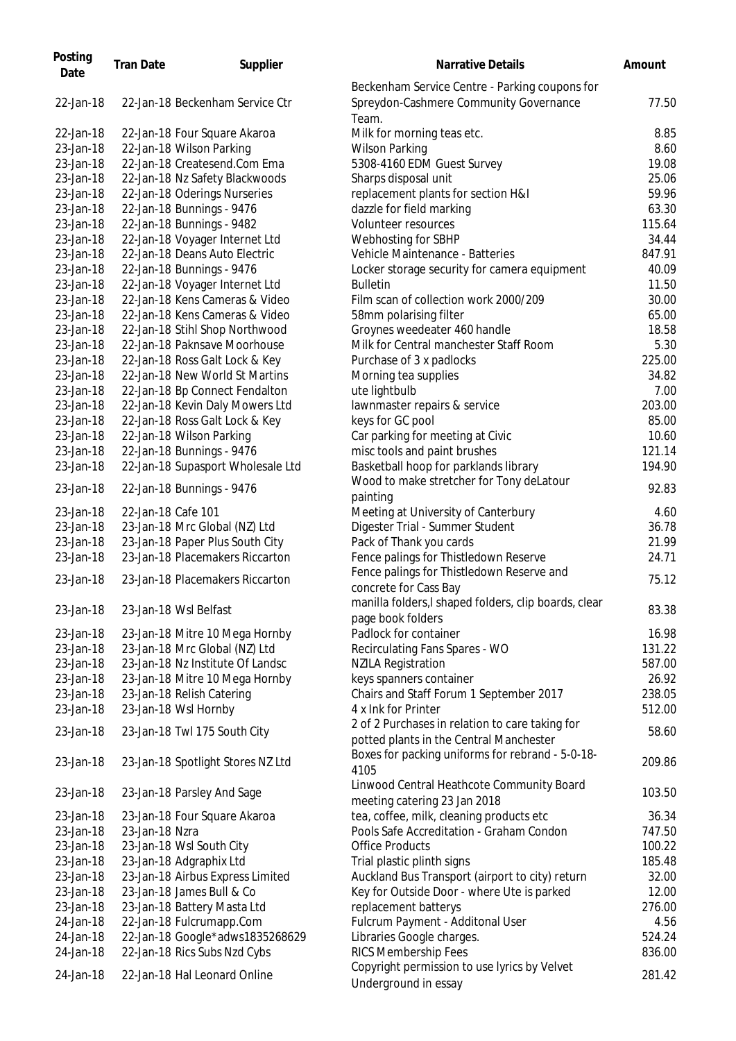| Posting Date | Tran Date | Supplier | Narrative Details | Amount |
|---|---|---|---|---|
| 22-Jan-18 | 22-Jan-18 | Beckenham Service Ctr | Beckenham Service Centre - Parking coupons for Spreydon-Cashmere Community Governance Team. | 77.50 |
| 22-Jan-18 | 22-Jan-18 | Four Square Akaroa | Milk for morning teas etc. | 8.85 |
| 23-Jan-18 | 22-Jan-18 | Wilson Parking | Wilson Parking | 8.60 |
| 23-Jan-18 | 22-Jan-18 | Createsend.Com Ema | 5308-4160 EDM Guest Survey | 19.08 |
| 23-Jan-18 | 22-Jan-18 | Nz Safety Blackwoods | Sharps disposal unit | 25.06 |
| 23-Jan-18 | 22-Jan-18 | Oderings Nurseries | replacement plants for section H&I | 59.96 |
| 23-Jan-18 | 22-Jan-18 | Bunnings - 9476 | dazzle for field marking | 63.30 |
| 23-Jan-18 | 22-Jan-18 | Bunnings - 9482 | Volunteer resources | 115.64 |
| 23-Jan-18 | 22-Jan-18 | Voyager Internet Ltd | Webhosting for SBHP | 34.44 |
| 23-Jan-18 | 22-Jan-18 | Deans Auto Electric | Vehicle Maintenance - Batteries | 847.91 |
| 23-Jan-18 | 22-Jan-18 | Bunnings - 9476 | Locker storage security for camera equipment | 40.09 |
| 23-Jan-18 | 22-Jan-18 | Voyager Internet Ltd | Bulletin | 11.50 |
| 23-Jan-18 | 22-Jan-18 | Kens Cameras & Video | Film scan of collection work 2000/209 | 30.00 |
| 23-Jan-18 | 22-Jan-18 | Kens Cameras & Video | 58mm polarising filter | 65.00 |
| 23-Jan-18 | 22-Jan-18 | Stihl Shop Northwood | Groynes weedeater 460 handle | 18.58 |
| 23-Jan-18 | 22-Jan-18 | Paknsave Moorhouse | Milk for Central manchester Staff Room | 5.30 |
| 23-Jan-18 | 22-Jan-18 | Ross Galt Lock & Key | Purchase of 3 x padlocks | 225.00 |
| 23-Jan-18 | 22-Jan-18 | New World St Martins | Morning tea supplies | 34.82 |
| 23-Jan-18 | 22-Jan-18 | Bp Connect Fendalton | ute lightbulb | 7.00 |
| 23-Jan-18 | 22-Jan-18 | Kevin Daly Mowers Ltd | lawnmaster repairs & service | 203.00 |
| 23-Jan-18 | 22-Jan-18 | Ross Galt Lock & Key | keys for GC pool | 85.00 |
| 23-Jan-18 | 22-Jan-18 | Wilson Parking | Car parking for meeting at Civic | 10.60 |
| 23-Jan-18 | 22-Jan-18 | Bunnings - 9476 | misc tools and paint brushes | 121.14 |
| 23-Jan-18 | 22-Jan-18 | Supasport Wholesale Ltd | Basketball hoop for parklands library | 194.90 |
| 23-Jan-18 | 22-Jan-18 | Bunnings - 9476 | Wood to make stretcher for Tony deLatour painting | 92.83 |
| 23-Jan-18 | 22-Jan-18 | Cafe 101 | Meeting at University of Canterbury | 4.60 |
| 23-Jan-18 | 23-Jan-18 | Mrc Global (NZ) Ltd | Digester Trial - Summer Student | 36.78 |
| 23-Jan-18 | 23-Jan-18 | Paper Plus South City | Pack of Thank you cards | 21.99 |
| 23-Jan-18 | 23-Jan-18 | Placemakers Riccarton | Fence palings for Thistledown Reserve | 24.71 |
| 23-Jan-18 | 23-Jan-18 | Placemakers Riccarton | Fence palings for Thistledown Reserve and concrete for Cass Bay | 75.12 |
| 23-Jan-18 | 23-Jan-18 | Wsl Belfast | manilla folders,l shaped folders, clip boards, clear page book folders | 83.38 |
| 23-Jan-18 | 23-Jan-18 | Mitre 10 Mega Hornby | Padlock for container | 16.98 |
| 23-Jan-18 | 23-Jan-18 | Mrc Global (NZ) Ltd | Recirculating Fans Spares - WO | 131.22 |
| 23-Jan-18 | 23-Jan-18 | Nz Institute Of Landsc | NZILA Registration | 587.00 |
| 23-Jan-18 | 23-Jan-18 | Mitre 10 Mega Hornby | keys spanners container | 26.92 |
| 23-Jan-18 | 23-Jan-18 | Relish Catering | Chairs and Staff Forum 1 September 2017 | 238.05 |
| 23-Jan-18 | 23-Jan-18 | Wsl Hornby | 4 x Ink for Printer | 512.00 |
| 23-Jan-18 | 23-Jan-18 | Twl 175 South City | 2 of 2 Purchases in relation to care taking for potted plants in the Central Manchester | 58.60 |
| 23-Jan-18 | 23-Jan-18 | Spotlight Stores NZ Ltd | Boxes for packing uniforms for rebrand - 5-0-18-4105 | 209.86 |
| 23-Jan-18 | 23-Jan-18 | Parsley And Sage | Linwood Central Heathcote Community Board meeting catering 23 Jan 2018 | 103.50 |
| 23-Jan-18 | 23-Jan-18 | Four Square Akaroa | tea, coffee, milk, cleaning products etc | 36.34 |
| 23-Jan-18 | 23-Jan-18 | Nzra | Pools Safe Accreditation - Graham Condon | 747.50 |
| 23-Jan-18 | 23-Jan-18 | Wsl South City | Office Products | 100.22 |
| 23-Jan-18 | 23-Jan-18 | Adgraphix Ltd | Trial plastic plinth signs | 185.48 |
| 23-Jan-18 | 23-Jan-18 | Airbus Express Limited | Auckland Bus Transport (airport to city) return | 32.00 |
| 23-Jan-18 | 23-Jan-18 | James Bull & Co | Key for Outside Door - where Ute is parked | 12.00 |
| 23-Jan-18 | 23-Jan-18 | Battery Masta Ltd | replacement batterys | 276.00 |
| 24-Jan-18 | 22-Jan-18 | Fulcrumapp.Com | Fulcrum Payment - Additonal User | 4.56 |
| 24-Jan-18 | 22-Jan-18 | Google*adws1835268629 | Libraries Google charges. | 524.24 |
| 24-Jan-18 | 22-Jan-18 | Rics Subs Nzd Cybs | RICS Membership Fees | 836.00 |
| 24-Jan-18 | 22-Jan-18 | Hal Leonard Online | Copyright permission to use lyrics by Velvet Underground in essay | 281.42 |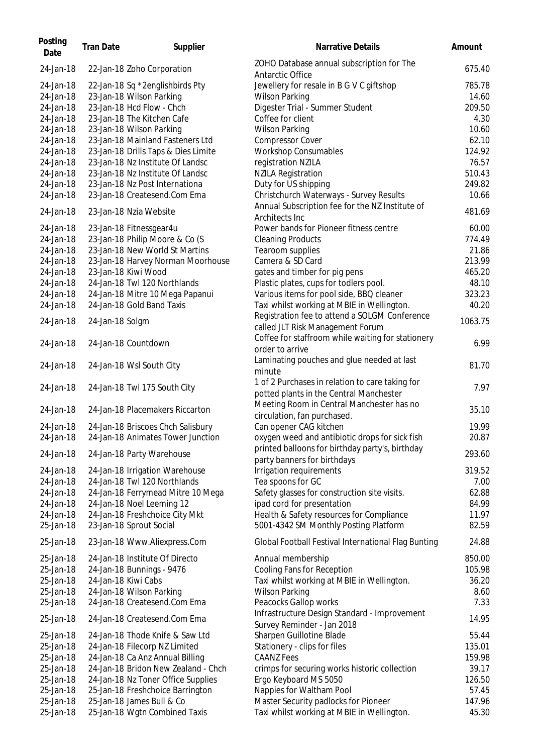| Posting Date | Tran Date | Supplier | Narrative Details | Amount |
|---|---|---|---|---|
| 24-Jan-18 | 22-Jan-18 | Zoho Corporation | ZOHO Database annual subscription for The Antarctic Office | 675.40 |
| 24-Jan-18 | 22-Jan-18 | Sq *2englishbirds Pty | Jewellery for resale in B G V C giftshop | 785.78 |
| 24-Jan-18 | 23-Jan-18 | Wilson Parking | Wilson Parking | 14.60 |
| 24-Jan-18 | 23-Jan-18 | Hcd Flow - Chch | Digester Trial - Summer Student | 209.50 |
| 24-Jan-18 | 23-Jan-18 | The Kitchen Cafe | Coffee for client | 4.30 |
| 24-Jan-18 | 23-Jan-18 | Wilson Parking | Wilson Parking | 10.60 |
| 24-Jan-18 | 23-Jan-18 | Mainland Fasteners Ltd | Compressor Cover | 62.10 |
| 24-Jan-18 | 23-Jan-18 | Drills Taps & Dies Limite | Workshop Consumables | 124.92 |
| 24-Jan-18 | 23-Jan-18 | Nz Institute Of Landsc | registration NZILA | 76.57 |
| 24-Jan-18 | 23-Jan-18 | Nz Institute Of Landsc | NZILA Registration | 510.43 |
| 24-Jan-18 | 23-Jan-18 | Nz Post Internationa | Duty for US shipping | 249.82 |
| 24-Jan-18 | 23-Jan-18 | Createsend.Com Ema | Christchurch Waterways - Survey Results | 10.66 |
| 24-Jan-18 | 23-Jan-18 | Nzia Website | Annual Subscription fee for the NZ Institute of Architects Inc | 481.69 |
| 24-Jan-18 | 23-Jan-18 | Fitnessgear4u | Power bands for Pioneer fitness centre | 60.00 |
| 24-Jan-18 | 23-Jan-18 | Philip Moore & Co (S | Cleaning Products | 774.49 |
| 24-Jan-18 | 23-Jan-18 | New World St Martins | Tearoom supplies | 21.86 |
| 24-Jan-18 | 23-Jan-18 | Harvey Norman Moorhouse | Camera & SD Card | 213.99 |
| 24-Jan-18 | 23-Jan-18 | Kiwi Wood | gates and timber for pig pens | 465.20 |
| 24-Jan-18 | 24-Jan-18 | Twl 120 Northlands | Plastic plates, cups for todlers pool. | 48.10 |
| 24-Jan-18 | 24-Jan-18 | Mitre 10 Mega Papanui | Various items for pool side, BBQ cleaner | 323.23 |
| 24-Jan-18 | 24-Jan-18 | Gold Band Taxis | Taxi whilst working at MBIE in Wellington. | 40.20 |
| 24-Jan-18 | 24-Jan-18 | Solgm | Registration fee to attend a SOLGM Conference called JLT Risk Management Forum | 1063.75 |
| 24-Jan-18 | 24-Jan-18 | Countdown | Coffee for staffroom while waiting for stationery order to arrive | 6.99 |
| 24-Jan-18 | 24-Jan-18 | Wsl South City | Laminating pouches and glue needed at last minute | 81.70 |
| 24-Jan-18 | 24-Jan-18 | Twl 175 South City | 1 of 2 Purchases in relation to care taking for potted plants in the Central Manchester | 7.97 |
| 24-Jan-18 | 24-Jan-18 | Placemakers Riccarton | Meeting Room in Central Manchester has no circulation, fan purchased. | 35.10 |
| 24-Jan-18 | 24-Jan-18 | Briscoes Chch Salisbury | Can opener CAG kitchen | 19.99 |
| 24-Jan-18 | 24-Jan-18 | Animates Tower Junction | oxygen weed and antibiotic drops for sick fish | 20.87 |
| 24-Jan-18 | 24-Jan-18 | Party Warehouse | printed balloons for birthday party's, birthday party banners for birthdays | 293.60 |
| 24-Jan-18 | 24-Jan-18 | Irrigation Warehouse | Irrigation requirements | 319.52 |
| 24-Jan-18 | 24-Jan-18 | Twl 120 Northlands | Tea spoons for GC | 7.00 |
| 24-Jan-18 | 24-Jan-18 | Ferrymead Mitre 10 Mega | Safety glasses for construction site visits. | 62.88 |
| 24-Jan-18 | 24-Jan-18 | Noel Leeming 12 | ipad cord for presentation | 84.99 |
| 24-Jan-18 | 24-Jan-18 | Freshchoice City Mkt | Health & Safety resources for Compliance | 11.97 |
| 25-Jan-18 | 23-Jan-18 | Sprout Social | 5001-4342 SM Monthly Posting Platform | 82.59 |
| 25-Jan-18 | 23-Jan-18 | Www.Aliexpress.Com | Global Football Festival International Flag Bunting | 24.88 |
| 25-Jan-18 | 24-Jan-18 | Institute Of Directo | Annual membership | 850.00 |
| 25-Jan-18 | 24-Jan-18 | Bunnings - 9476 | Cooling Fans for Reception | 105.98 |
| 25-Jan-18 | 24-Jan-18 | Kiwi Cabs | Taxi whilst working at MBIE in Wellington. | 36.20 |
| 25-Jan-18 | 24-Jan-18 | Wilson Parking | Wilson Parking | 8.60 |
| 25-Jan-18 | 24-Jan-18 | Createsend.Com Ema | Peacocks Gallop works | 7.33 |
| 25-Jan-18 | 24-Jan-18 | Createsend.Com Ema | Infrastructure Design Standard - Improvement Survey Reminder - Jan 2018 | 14.95 |
| 25-Jan-18 | 24-Jan-18 | Thode Knife & Saw Ltd | Sharpen Guillotine Blade | 55.44 |
| 25-Jan-18 | 24-Jan-18 | Filecorp NZ Limited | Stationery - clips for files | 135.01 |
| 25-Jan-18 | 24-Jan-18 | Ca Anz Annual Billing | CAANZ Fees | 159.98 |
| 25-Jan-18 | 24-Jan-18 | Bridon New Zealand - Chch | crimps for securing works historic collection | 39.17 |
| 25-Jan-18 | 24-Jan-18 | Nz Toner Office Supplies | Ergo Keyboard MS 5050 | 126.50 |
| 25-Jan-18 | 25-Jan-18 | Freshchoice Barrington | Nappies for Waltham Pool | 57.45 |
| 25-Jan-18 | 25-Jan-18 | James Bull & Co | Master Security padlocks for Pioneer | 147.96 |
| 25-Jan-18 | 25-Jan-18 | Wgtn Combined Taxis | Taxi whilst working at MBIE in Wellington. | 45.30 |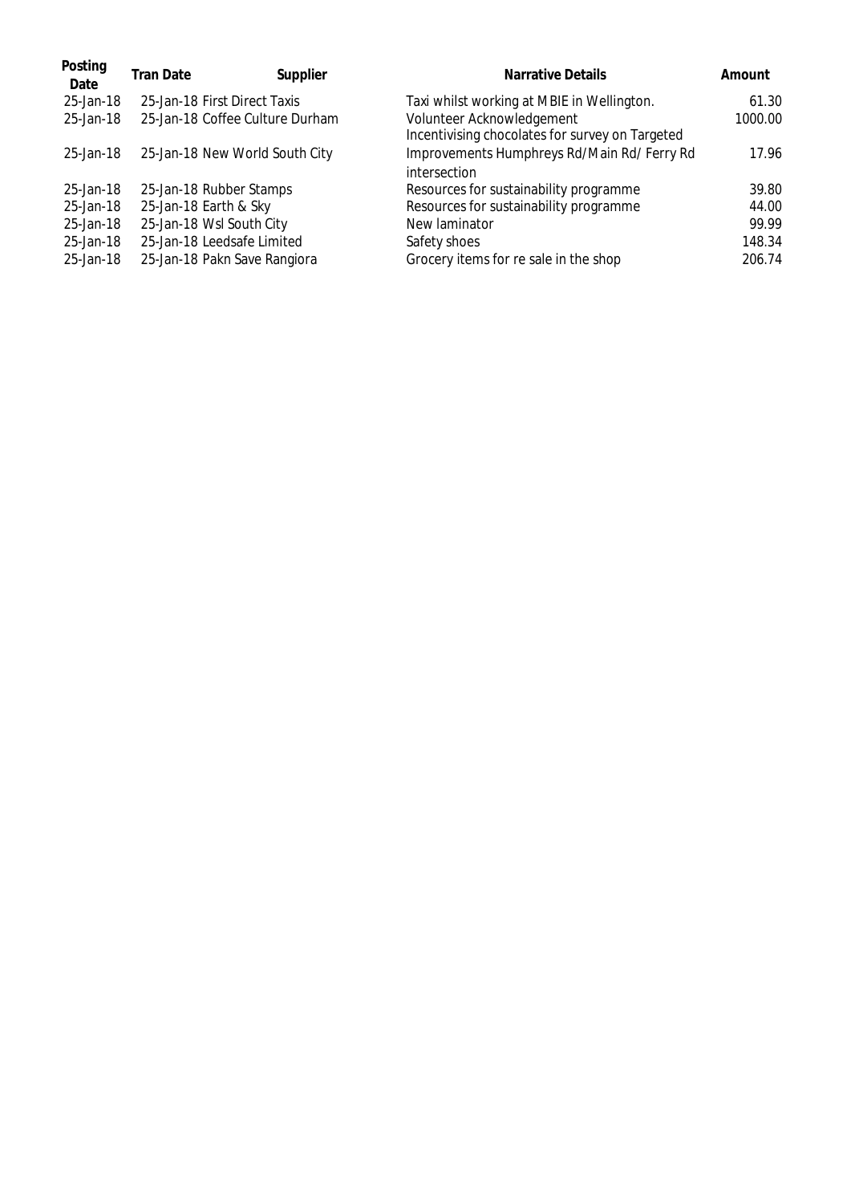| Posting Date | Tran Date | Supplier | Narrative Details | Amount |
|---|---|---|---|---|
| 25-Jan-18 | 25-Jan-18 | First Direct Taxis | Taxi whilst working at MBIE in Wellington. | 61.30 |
| 25-Jan-18 | 25-Jan-18 | Coffee Culture Durham | Volunteer Acknowledgement | 1000.00 |
| 25-Jan-18 | 25-Jan-18 | New World South City | Incentivising chocolates for survey on Targeted Improvements Humphreys Rd/Main Rd/ Ferry Rd intersection | 17.96 |
| 25-Jan-18 | 25-Jan-18 | Rubber Stamps | Resources for sustainability programme | 39.80 |
| 25-Jan-18 | 25-Jan-18 | Earth & Sky | Resources for sustainability programme | 44.00 |
| 25-Jan-18 | 25-Jan-18 | Wsl South City | New laminator | 99.99 |
| 25-Jan-18 | 25-Jan-18 | Leedsafe Limited | Safety shoes | 148.34 |
| 25-Jan-18 | 25-Jan-18 | Pakn Save Rangiora | Grocery items for re sale in the shop | 206.74 |